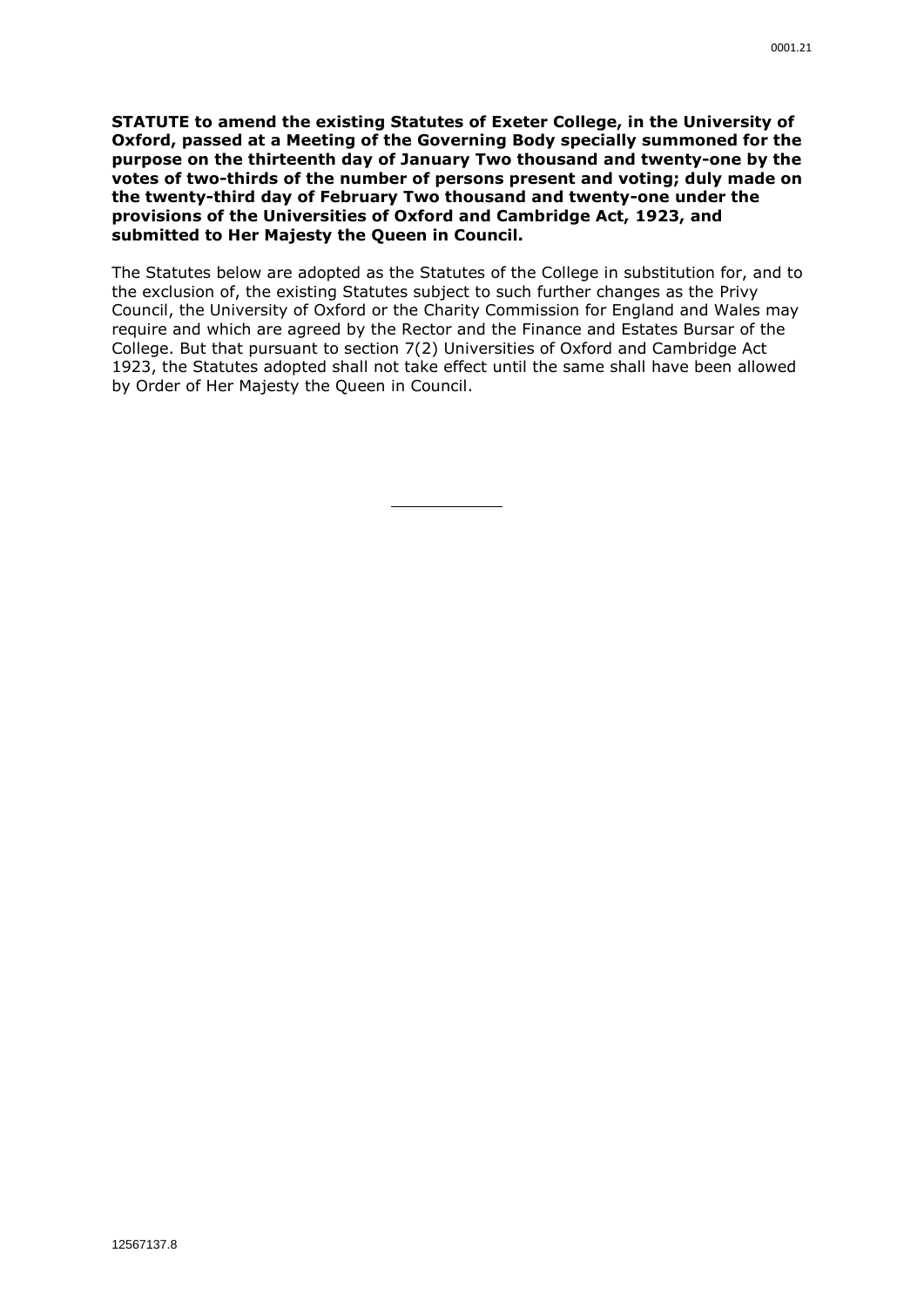**STATUTE to amend the existing Statutes of Exeter College, in the University of Oxford, passed at a Meeting of the Governing Body specially summoned for the purpose on the thirteenth day of January Two thousand and twenty-one by the votes of two-thirds of the number of persons present and voting; duly made on the twenty-third day of February Two thousand and twenty-one under the provisions of the Universities of Oxford and Cambridge Act, 1923, and submitted to Her Majesty the Queen in Council.**

The Statutes below are adopted as the Statutes of the College in substitution for, and to the exclusion of, the existing Statutes subject to such further changes as the Privy Council, the University of Oxford or the Charity Commission for England and Wales may require and which are agreed by the Rector and the Finance and Estates Bursar of the College. But that pursuant to section 7(2) Universities of Oxford and Cambridge Act 1923, the Statutes adopted shall not take effect until the same shall have been allowed by Order of Her Majesty the Queen in Council.

---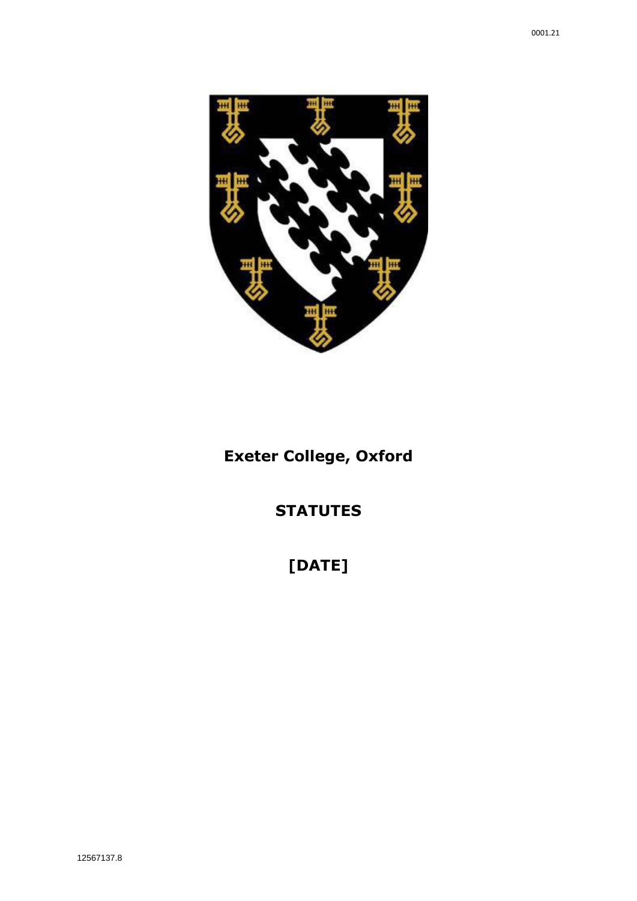# Exeter College, Oxford

# STATUTES

# [DATE]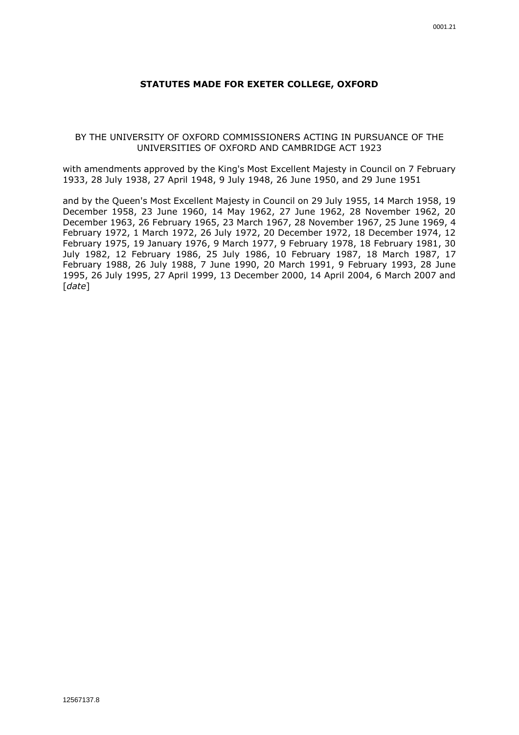# STATUTES MADE FOR EXETER COLLEGE, OXFORD

BY THE UNIVERSITY OF OXFORD COMMISSIONERS ACTING IN PURSUANCE OF THE UNIVERSITIES OF OXFORD AND CAMBRIDGE ACT 1923

with amendments approved by the King's Most Excellent Majesty in Council on 7 February 1933, 28 July 1938, 27 April 1948, 9 July 1948, 26 June 1950, and 29 June 1951

and by the Queen's Most Excellent Majesty in Council on 29 July 1955, 14 March 1958, 19 December 1958, 23 June 1960, 14 May 1962, 27 June 1962, 28 November 1962, 20 December 1963, 26 February 1965, 23 March 1967, 28 November 1967, 25 June 1969, 4 February 1972, 1 March 1972, 26 July 1972, 20 December 1972, 18 December 1974, 12 February 1975, 19 January 1976, 9 March 1977, 9 February 1978, 18 February 1981, 30 July 1982, 12 February 1986, 25 July 1986, 10 February 1987, 18 March 1987, 17 February 1988, 26 July 1988, 7 June 1990, 20 March 1991, 9 February 1993, 28 June 1995, 26 July 1995, 27 April 1999, 13 December 2000, 14 April 2004, 6 March 2007 and [*date*]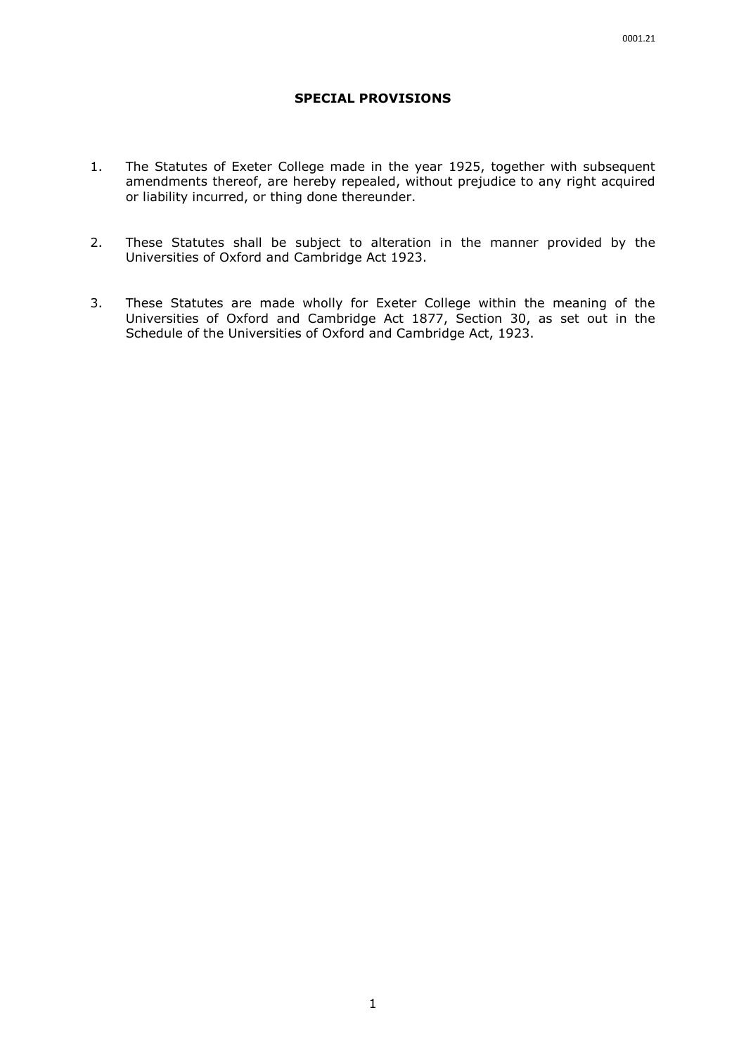## SPECIAL PROVISIONS

1. The Statutes of Exeter College made in the year 1925, together with subsequent amendments thereof, are hereby repealed, without prejudice to any right acquired or liability incurred, or thing done thereunder.

2. These Statutes shall be subject to alteration in the manner provided by the Universities of Oxford and Cambridge Act 1923.

3. These Statutes are made wholly for Exeter College within the meaning of the Universities of Oxford and Cambridge Act 1877, Section 30, as set out in the Schedule of the Universities of Oxford and Cambridge Act, 1923.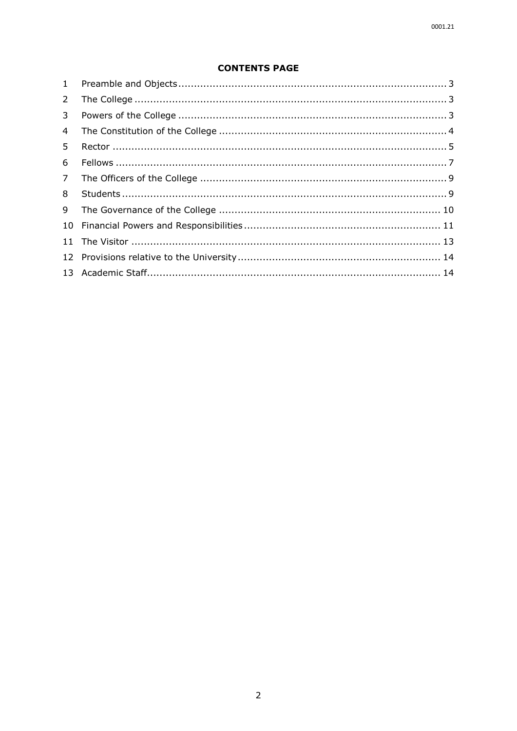**CONTENTS PAGE**

| | | |
|---|---|---|
| 1 | Preamble and Objects | 3 |
| 2 | The College | 3 |
| 3 | Powers of the College | 3 |
| 4 | The Constitution of the College | 4 |
| 5 | Rector | 5 |
| 6 | Fellows | 7 |
| 7 | The Officers of the College | 9 |
| 8 | Students | 9 |
| 9 | The Governance of the College | 10 |
| 10 | Financial Powers and Responsibilities | 11 |
| 11 | The Visitor | 13 |
| 12 | Provisions relative to the University | 14 |
| 13 | Academic Staff | 14 |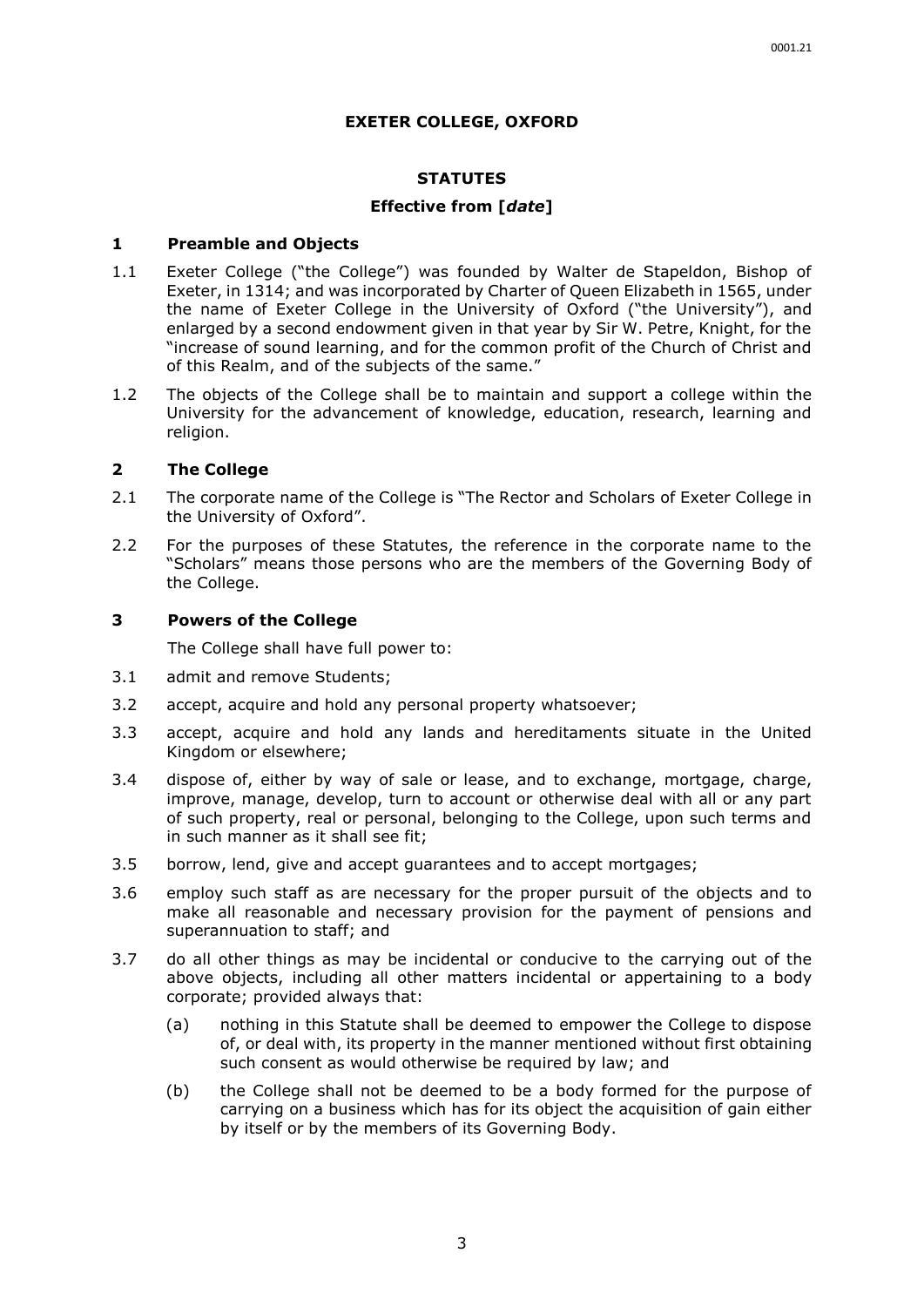# EXETER COLLEGE, OXFORD

## STATUTES

### Effective from [*date*]

## 1 Preamble and Objects

1.1 Exeter College ("the College") was founded by Walter de Stapeldon, Bishop of Exeter, in 1314; and was incorporated by Charter of Queen Elizabeth in 1565, under the name of Exeter College in the University of Oxford ("the University"), and enlarged by a second endowment given in that year by Sir W. Petre, Knight, for the "increase of sound learning, and for the common profit of the Church of Christ and of this Realm, and of the subjects of the same."

1.2 The objects of the College shall be to maintain and support a college within the University for the advancement of knowledge, education, research, learning and religion.

## 2 The College

2.1 The corporate name of the College is "The Rector and Scholars of Exeter College in the University of Oxford".

2.2 For the purposes of these Statutes, the reference in the corporate name to the "Scholars" means those persons who are the members of the Governing Body of the College.

## 3 Powers of the College

The College shall have full power to:

3.1 admit and remove Students;

3.2 accept, acquire and hold any personal property whatsoever;

3.3 accept, acquire and hold any lands and hereditaments situate in the United Kingdom or elsewhere;

3.4 dispose of, either by way of sale or lease, and to exchange, mortgage, charge, improve, manage, develop, turn to account or otherwise deal with all or any part of such property, real or personal, belonging to the College, upon such terms and in such manner as it shall see fit;

3.5 borrow, lend, give and accept guarantees and to accept mortgages;

3.6 employ such staff as are necessary for the proper pursuit of the objects and to make all reasonable and necessary provision for the payment of pensions and superannuation to staff; and

3.7 do all other things as may be incidental or conducive to the carrying out of the above objects, including all other matters incidental or appertaining to a body corporate; provided always that:

- (a) nothing in this Statute shall be deemed to empower the College to dispose of, or deal with, its property in the manner mentioned without first obtaining such consent as would otherwise be required by law; and
- (b) the College shall not be deemed to be a body formed for the purpose of carrying on a business which has for its object the acquisition of gain either by itself or by the members of its Governing Body.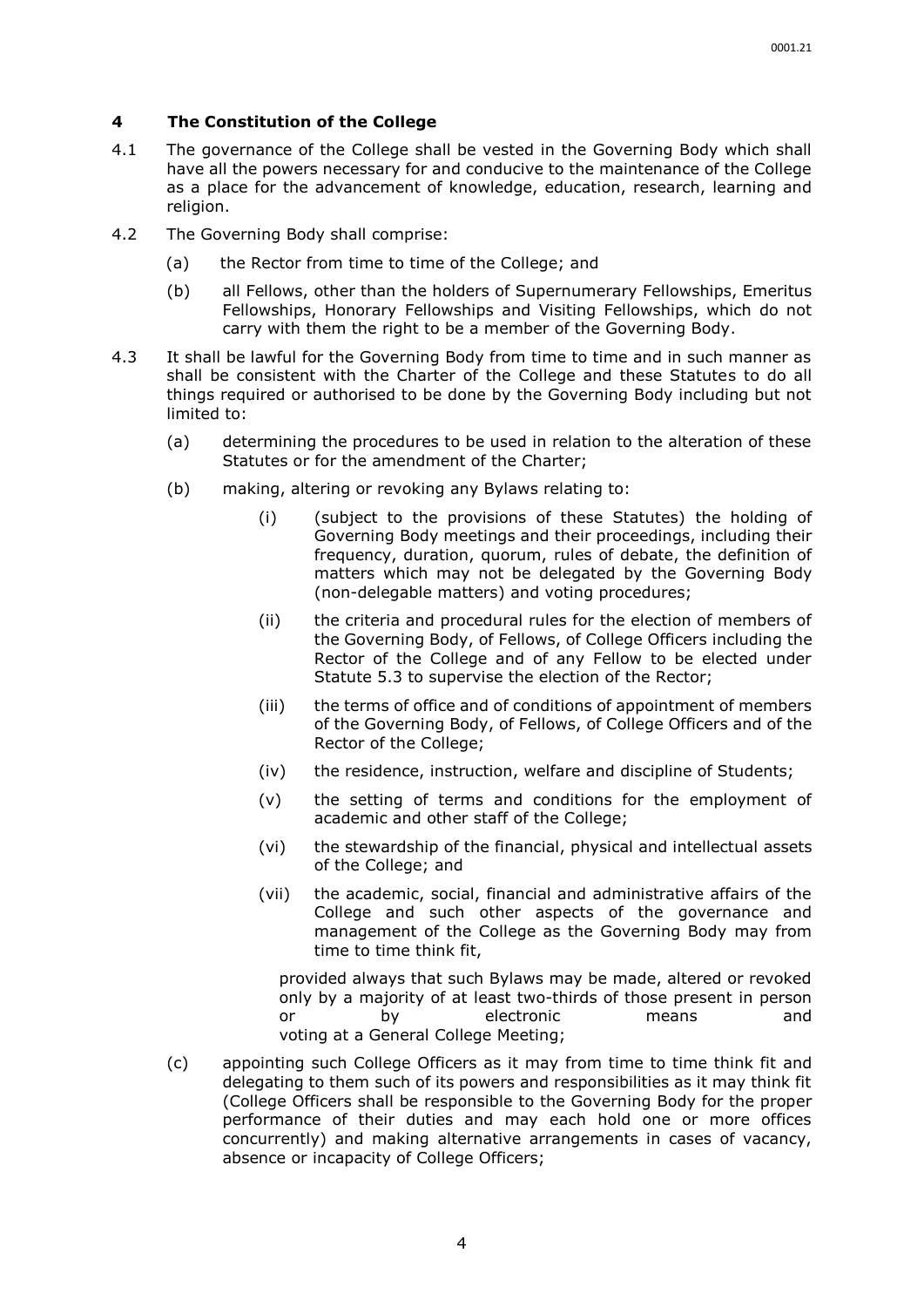## 4 The Constitution of the College

4.1 The governance of the College shall be vested in the Governing Body which shall have all the powers necessary for and conducive to the maintenance of the College as a place for the advancement of knowledge, education, research, learning and religion.

4.2 The Governing Body shall comprise:

(a) the Rector from time to time of the College; and

(b) all Fellows, other than the holders of Supernumerary Fellowships, Emeritus Fellowships, Honorary Fellowships and Visiting Fellowships, which do not carry with them the right to be a member of the Governing Body.

4.3 It shall be lawful for the Governing Body from time to time and in such manner as shall be consistent with the Charter of the College and these Statutes to do all things required or authorised to be done by the Governing Body including but not limited to:

(a) determining the procedures to be used in relation to the alteration of these Statutes or for the amendment of the Charter;

(b) making, altering or revoking any Bylaws relating to:

(i) (subject to the provisions of these Statutes) the holding of Governing Body meetings and their proceedings, including their frequency, duration, quorum, rules of debate, the definition of matters which may not be delegated by the Governing Body (non-delegable matters) and voting procedures;

(ii) the criteria and procedural rules for the election of members of the Governing Body, of Fellows, of College Officers including the Rector of the College and of any Fellow to be elected under Statute 5.3 to supervise the election of the Rector;

(iii) the terms of office and of conditions of appointment of members of the Governing Body, of Fellows, of College Officers and of the Rector of the College;

(iv) the residence, instruction, welfare and discipline of Students;

(v) the setting of terms and conditions for the employment of academic and other staff of the College;

(vi) the stewardship of the financial, physical and intellectual assets of the College; and

(vii) the academic, social, financial and administrative affairs of the College and such other aspects of the governance and management of the College as the Governing Body may from time to time think fit,

provided always that such Bylaws may be made, altered or revoked only by a majority of at least two-thirds of those present in person or by electronic means and voting at a General College Meeting;

(c) appointing such College Officers as it may from time to time think fit and delegating to them such of its powers and responsibilities as it may think fit (College Officers shall be responsible to the Governing Body for the proper performance of their duties and may each hold one or more offices concurrently) and making alternative arrangements in cases of vacancy, absence or incapacity of College Officers;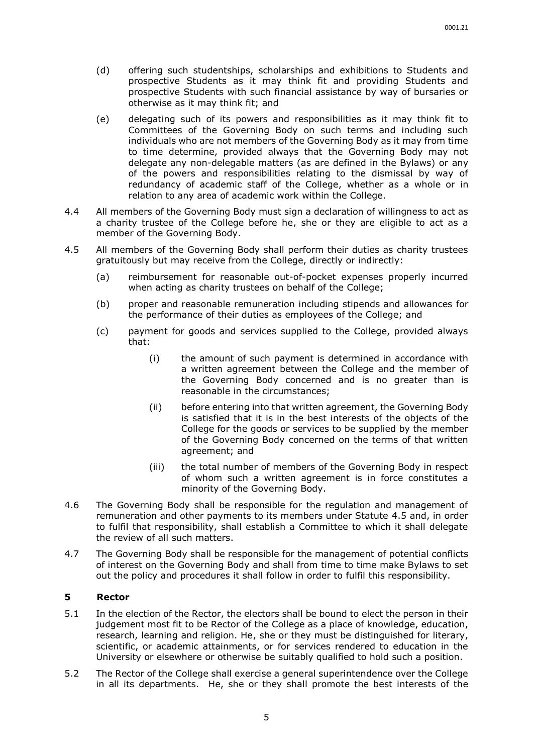(d) offering such studentships, scholarships and exhibitions to Students and prospective Students as it may think fit and providing Students and prospective Students with such financial assistance by way of bursaries or otherwise as it may think fit; and

(e) delegating such of its powers and responsibilities as it may think fit to Committees of the Governing Body on such terms and including such individuals who are not members of the Governing Body as it may from time to time determine, provided always that the Governing Body may not delegate any non-delegable matters (as are defined in the Bylaws) or any of the powers and responsibilities relating to the dismissal by way of redundancy of academic staff of the College, whether as a whole or in relation to any area of academic work within the College.

4.4 All members of the Governing Body must sign a declaration of willingness to act as a charity trustee of the College before he, she or they are eligible to act as a member of the Governing Body.

4.5 All members of the Governing Body shall perform their duties as charity trustees gratuitously but may receive from the College, directly or indirectly:

(a) reimbursement for reasonable out-of-pocket expenses properly incurred when acting as charity trustees on behalf of the College;

(b) proper and reasonable remuneration including stipends and allowances for the performance of their duties as employees of the College; and

(c) payment for goods and services supplied to the College, provided always that:

(i) the amount of such payment is determined in accordance with a written agreement between the College and the member of the Governing Body concerned and is no greater than is reasonable in the circumstances;

(ii) before entering into that written agreement, the Governing Body is satisfied that it is in the best interests of the objects of the College for the goods or services to be supplied by the member of the Governing Body concerned on the terms of that written agreement; and

(iii) the total number of members of the Governing Body in respect of whom such a written agreement is in force constitutes a minority of the Governing Body.

4.6 The Governing Body shall be responsible for the regulation and management of remuneration and other payments to its members under Statute 4.5 and, in order to fulfil that responsibility, shall establish a Committee to which it shall delegate the review of all such matters.

4.7 The Governing Body shall be responsible for the management of potential conflicts of interest on the Governing Body and shall from time to time make Bylaws to set out the policy and procedures it shall follow in order to fulfil this responsibility.

## 5 Rector

5.1 In the election of the Rector, the electors shall be bound to elect the person in their judgement most fit to be Rector of the College as a place of knowledge, education, research, learning and religion. He, she or they must be distinguished for literary, scientific, or academic attainments, or for services rendered to education in the University or elsewhere or otherwise be suitably qualified to hold such a position.

5.2 The Rector of the College shall exercise a general superintendence over the College in all its departments. He, she or they shall promote the best interests of the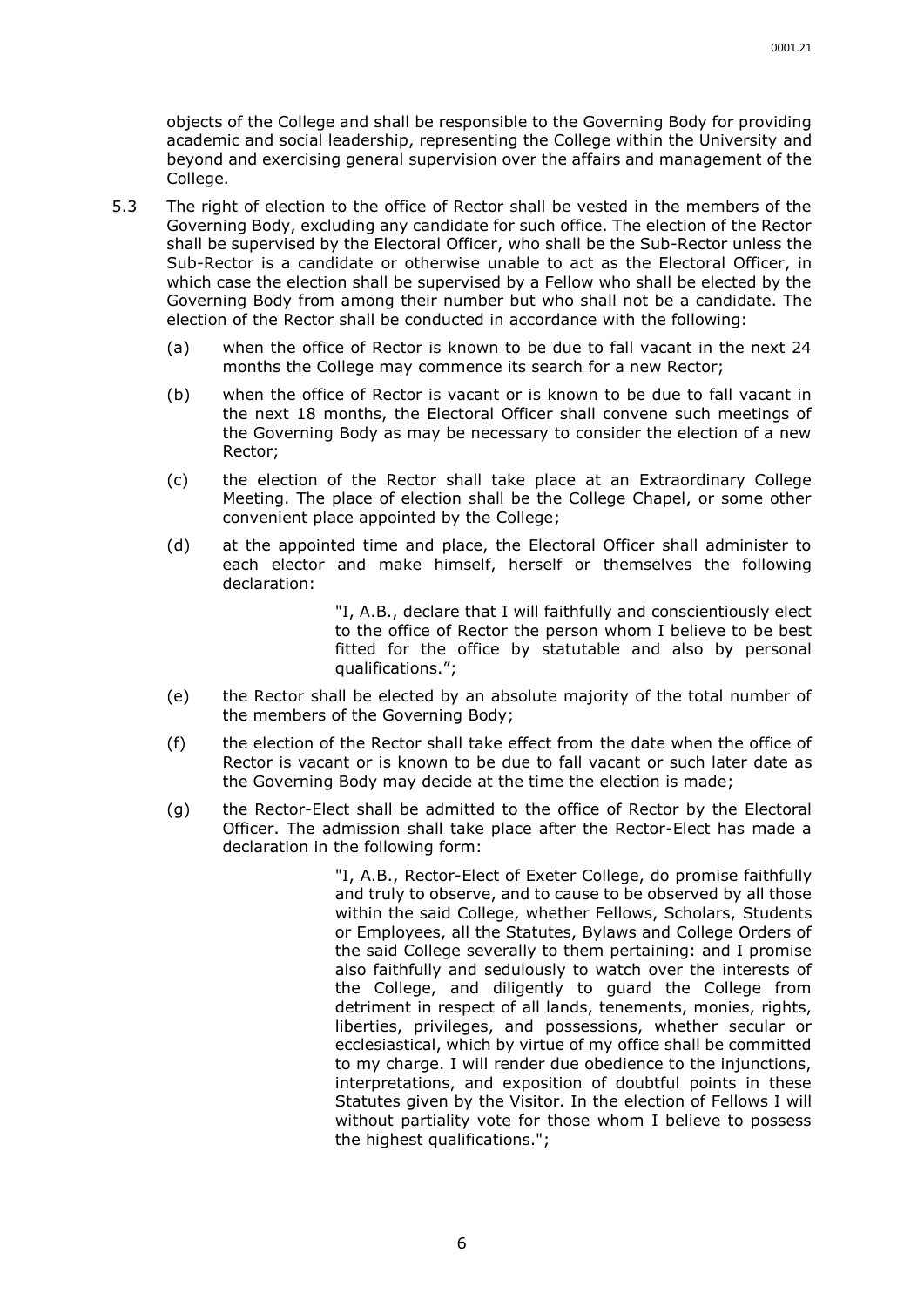objects of the College and shall be responsible to the Governing Body for providing academic and social leadership, representing the College within the University and beyond and exercising general supervision over the affairs and management of the College.

5.3 The right of election to the office of Rector shall be vested in the members of the Governing Body, excluding any candidate for such office. The election of the Rector shall be supervised by the Electoral Officer, who shall be the Sub-Rector unless the Sub-Rector is a candidate or otherwise unable to act as the Electoral Officer, in which case the election shall be supervised by a Fellow who shall be elected by the Governing Body from among their number but who shall not be a candidate. The election of the Rector shall be conducted in accordance with the following:

(a) when the office of Rector is known to be due to fall vacant in the next 24 months the College may commence its search for a new Rector;

(b) when the office of Rector is vacant or is known to be due to fall vacant in the next 18 months, the Electoral Officer shall convene such meetings of the Governing Body as may be necessary to consider the election of a new Rector;

(c) the election of the Rector shall take place at an Extraordinary College Meeting. The place of election shall be the College Chapel, or some other convenient place appointed by the College;

(d) at the appointed time and place, the Electoral Officer shall administer to each elector and make himself, herself or themselves the following declaration:

> "I, A.B., declare that I will faithfully and conscientiously elect to the office of Rector the person whom I believe to be best fitted for the office by statutable and also by personal qualifications.";

(e) the Rector shall be elected by an absolute majority of the total number of the members of the Governing Body;

(f) the election of the Rector shall take effect from the date when the office of Rector is vacant or is known to be due to fall vacant or such later date as the Governing Body may decide at the time the election is made;

(g) the Rector-Elect shall be admitted to the office of Rector by the Electoral Officer. The admission shall take place after the Rector-Elect has made a declaration in the following form:

> "I, A.B., Rector-Elect of Exeter College, do promise faithfully and truly to observe, and to cause to be observed by all those within the said College, whether Fellows, Scholars, Students or Employees, all the Statutes, Bylaws and College Orders of the said College severally to them pertaining: and I promise also faithfully and sedulously to watch over the interests of the College, and diligently to guard the College from detriment in respect of all lands, tenements, monies, rights, liberties, privileges, and possessions, whether secular or ecclesiastical, which by virtue of my office shall be committed to my charge. I will render due obedience to the injunctions, interpretations, and exposition of doubtful points in these Statutes given by the Visitor. In the election of Fellows I will without partiality vote for those whom I believe to possess the highest qualifications.";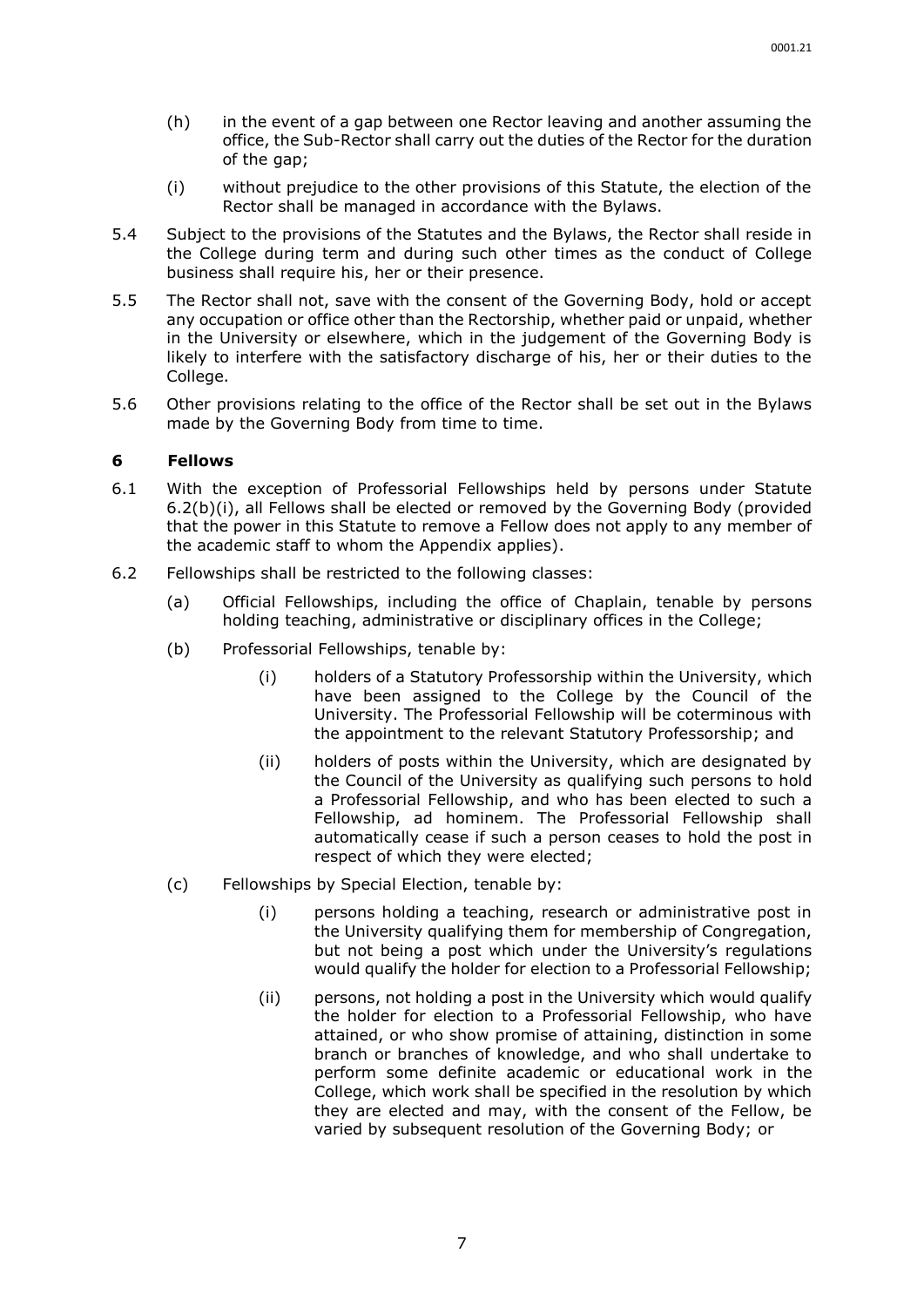(h) in the event of a gap between one Rector leaving and another assuming the office, the Sub-Rector shall carry out the duties of the Rector for the duration of the gap;

(i) without prejudice to the other provisions of this Statute, the election of the Rector shall be managed in accordance with the Bylaws.

5.4 Subject to the provisions of the Statutes and the Bylaws, the Rector shall reside in the College during term and during such other times as the conduct of College business shall require his, her or their presence.

5.5 The Rector shall not, save with the consent of the Governing Body, hold or accept any occupation or office other than the Rectorship, whether paid or unpaid, whether in the University or elsewhere, which in the judgement of the Governing Body is likely to interfere with the satisfactory discharge of his, her or their duties to the College.

5.6 Other provisions relating to the office of the Rector shall be set out in the Bylaws made by the Governing Body from time to time.

## 6 Fellows

6.1 With the exception of Professorial Fellowships held by persons under Statute 6.2(b)(i), all Fellows shall be elected or removed by the Governing Body (provided that the power in this Statute to remove a Fellow does not apply to any member of the academic staff to whom the Appendix applies).

6.2 Fellowships shall be restricted to the following classes:

(a) Official Fellowships, including the office of Chaplain, tenable by persons holding teaching, administrative or disciplinary offices in the College;

(b) Professorial Fellowships, tenable by:

(i) holders of a Statutory Professorship within the University, which have been assigned to the College by the Council of the University. The Professorial Fellowship will be coterminous with the appointment to the relevant Statutory Professorship; and

(ii) holders of posts within the University, which are designated by the Council of the University as qualifying such persons to hold a Professorial Fellowship, and who has been elected to such a Fellowship, ad hominem. The Professorial Fellowship shall automatically cease if such a person ceases to hold the post in respect of which they were elected;

(c) Fellowships by Special Election, tenable by:

(i) persons holding a teaching, research or administrative post in the University qualifying them for membership of Congregation, but not being a post which under the University's regulations would qualify the holder for election to a Professorial Fellowship;

(ii) persons, not holding a post in the University which would qualify the holder for election to a Professorial Fellowship, who have attained, or who show promise of attaining, distinction in some branch or branches of knowledge, and who shall undertake to perform some definite academic or educational work in the College, which work shall be specified in the resolution by which they are elected and may, with the consent of the Fellow, be varied by subsequent resolution of the Governing Body; or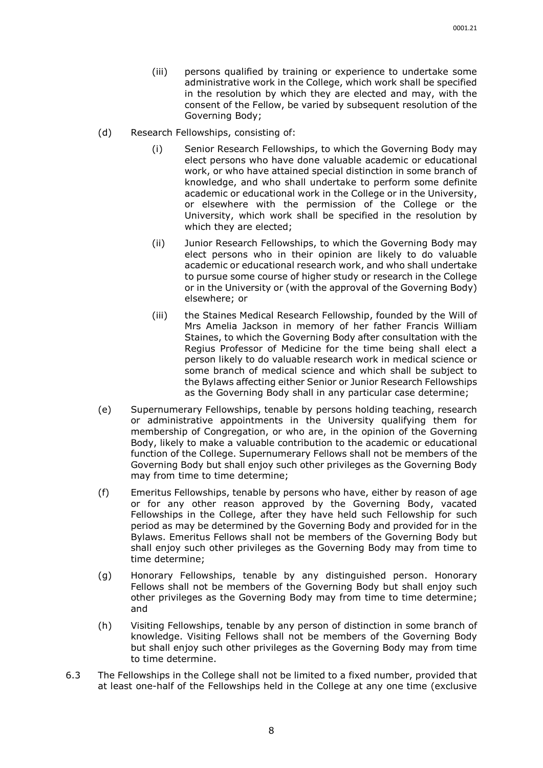(iii) persons qualified by training or experience to undertake some administrative work in the College, which work shall be specified in the resolution by which they are elected and may, with the consent of the Fellow, be varied by subsequent resolution of the Governing Body;

(d) Research Fellowships, consisting of:

  (i) Senior Research Fellowships, to which the Governing Body may elect persons who have done valuable academic or educational work, or who have attained special distinction in some branch of knowledge, and who shall undertake to perform some definite academic or educational work in the College or in the University, or elsewhere with the permission of the College or the University, which work shall be specified in the resolution by which they are elected;

  (ii) Junior Research Fellowships, to which the Governing Body may elect persons who in their opinion are likely to do valuable academic or educational research work, and who shall undertake to pursue some course of higher study or research in the College or in the University or (with the approval of the Governing Body) elsewhere; or

  (iii) the Staines Medical Research Fellowship, founded by the Will of Mrs Amelia Jackson in memory of her father Francis William Staines, to which the Governing Body after consultation with the Regius Professor of Medicine for the time being shall elect a person likely to do valuable research work in medical science or some branch of medical science and which shall be subject to the Bylaws affecting either Senior or Junior Research Fellowships as the Governing Body shall in any particular case determine;

(e) Supernumerary Fellowships, tenable by persons holding teaching, research or administrative appointments in the University qualifying them for membership of Congregation, or who are, in the opinion of the Governing Body, likely to make a valuable contribution to the academic or educational function of the College. Supernumerary Fellows shall not be members of the Governing Body but shall enjoy such other privileges as the Governing Body may from time to time determine;

(f) Emeritus Fellowships, tenable by persons who have, either by reason of age or for any other reason approved by the Governing Body, vacated Fellowships in the College, after they have held such Fellowship for such period as may be determined by the Governing Body and provided for in the Bylaws. Emeritus Fellows shall not be members of the Governing Body but shall enjoy such other privileges as the Governing Body may from time to time determine;

(g) Honorary Fellowships, tenable by any distinguished person. Honorary Fellows shall not be members of the Governing Body but shall enjoy such other privileges as the Governing Body may from time to time determine; and

(h) Visiting Fellowships, tenable by any person of distinction in some branch of knowledge. Visiting Fellows shall not be members of the Governing Body but shall enjoy such other privileges as the Governing Body may from time to time determine.

6.3 The Fellowships in the College shall not be limited to a fixed number, provided that at least one-half of the Fellowships held in the College at any one time (exclusive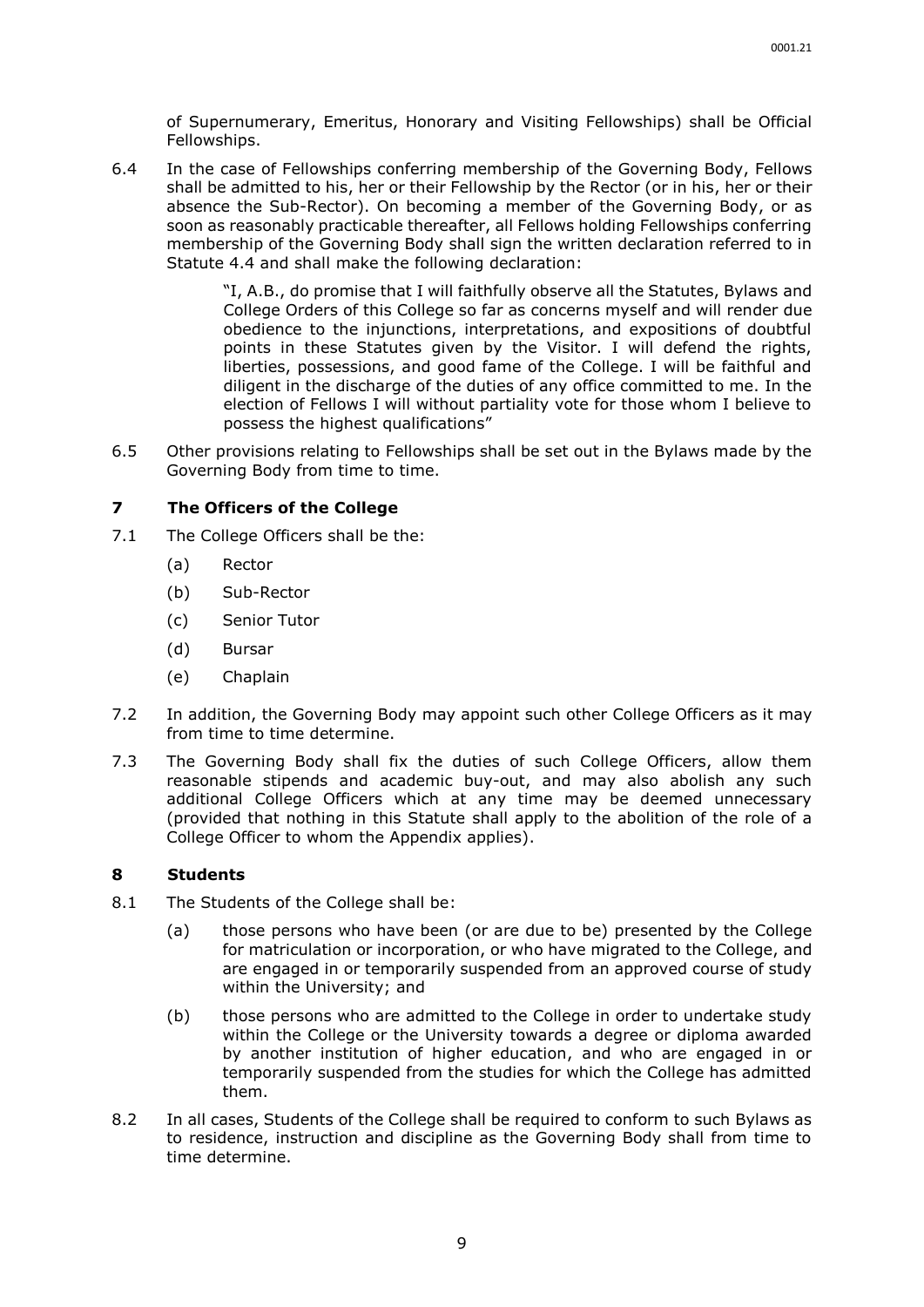of Supernumerary, Emeritus, Honorary and Visiting Fellowships) shall be Official Fellowships.

6.4 In the case of Fellowships conferring membership of the Governing Body, Fellows shall be admitted to his, her or their Fellowship by the Rector (or in his, her or their absence the Sub-Rector). On becoming a member of the Governing Body, or as soon as reasonably practicable thereafter, all Fellows holding Fellowships conferring membership of the Governing Body shall sign the written declaration referred to in Statute 4.4 and shall make the following declaration:

> "I, A.B., do promise that I will faithfully observe all the Statutes, Bylaws and College Orders of this College so far as concerns myself and will render due obedience to the injunctions, interpretations, and expositions of doubtful points in these Statutes given by the Visitor. I will defend the rights, liberties, possessions, and good fame of the College. I will be faithful and diligent in the discharge of the duties of any office committed to me. In the election of Fellows I will without partiality vote for those whom I believe to possess the highest qualifications"

6.5 Other provisions relating to Fellowships shall be set out in the Bylaws made by the Governing Body from time to time.

## 7 The Officers of the College

7.1 The College Officers shall be the:

- (a) Rector
- (b) Sub-Rector
- (c) Senior Tutor
- (d) Bursar
- (e) Chaplain

7.2 In addition, the Governing Body may appoint such other College Officers as it may from time to time determine.

7.3 The Governing Body shall fix the duties of such College Officers, allow them reasonable stipends and academic buy-out, and may also abolish any such additional College Officers which at any time may be deemed unnecessary (provided that nothing in this Statute shall apply to the abolition of the role of a College Officer to whom the Appendix applies).

## 8 Students

8.1 The Students of the College shall be:

- (a) those persons who have been (or are due to be) presented by the College for matriculation or incorporation, or who have migrated to the College, and are engaged in or temporarily suspended from an approved course of study within the University; and
- (b) those persons who are admitted to the College in order to undertake study within the College or the University towards a degree or diploma awarded by another institution of higher education, and who are engaged in or temporarily suspended from the studies for which the College has admitted them.

8.2 In all cases, Students of the College shall be required to conform to such Bylaws as to residence, instruction and discipline as the Governing Body shall from time to time determine.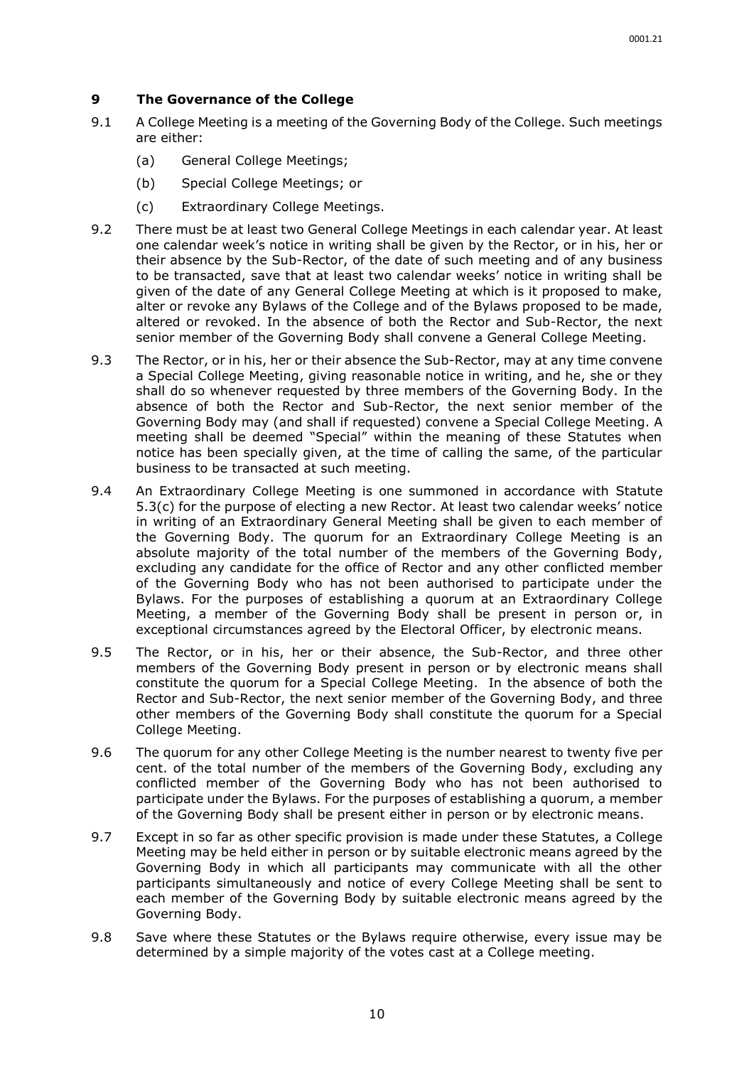## 9 The Governance of the College

9.1 A College Meeting is a meeting of the Governing Body of the College. Such meetings are either:

- (a) General College Meetings;
- (b) Special College Meetings; or
- (c) Extraordinary College Meetings.

9.2 There must be at least two General College Meetings in each calendar year. At least one calendar week's notice in writing shall be given by the Rector, or in his, her or their absence by the Sub-Rector, of the date of such meeting and of any business to be transacted, save that at least two calendar weeks' notice in writing shall be given of the date of any General College Meeting at which is it proposed to make, alter or revoke any Bylaws of the College and of the Bylaws proposed to be made, altered or revoked. In the absence of both the Rector and Sub-Rector, the next senior member of the Governing Body shall convene a General College Meeting.

9.3 The Rector, or in his, her or their absence the Sub-Rector, may at any time convene a Special College Meeting, giving reasonable notice in writing, and he, she or they shall do so whenever requested by three members of the Governing Body. In the absence of both the Rector and Sub-Rector, the next senior member of the Governing Body may (and shall if requested) convene a Special College Meeting. A meeting shall be deemed "Special" within the meaning of these Statutes when notice has been specially given, at the time of calling the same, of the particular business to be transacted at such meeting.

9.4 An Extraordinary College Meeting is one summoned in accordance with Statute 5.3(c) for the purpose of electing a new Rector. At least two calendar weeks' notice in writing of an Extraordinary General Meeting shall be given to each member of the Governing Body. The quorum for an Extraordinary College Meeting is an absolute majority of the total number of the members of the Governing Body, excluding any candidate for the office of Rector and any other conflicted member of the Governing Body who has not been authorised to participate under the Bylaws. For the purposes of establishing a quorum at an Extraordinary College Meeting, a member of the Governing Body shall be present in person or, in exceptional circumstances agreed by the Electoral Officer, by electronic means.

9.5 The Rector, or in his, her or their absence, the Sub-Rector, and three other members of the Governing Body present in person or by electronic means shall constitute the quorum for a Special College Meeting. In the absence of both the Rector and Sub-Rector, the next senior member of the Governing Body, and three other members of the Governing Body shall constitute the quorum for a Special College Meeting.

9.6 The quorum for any other College Meeting is the number nearest to twenty five per cent. of the total number of the members of the Governing Body, excluding any conflicted member of the Governing Body who has not been authorised to participate under the Bylaws. For the purposes of establishing a quorum, a member of the Governing Body shall be present either in person or by electronic means.

9.7 Except in so far as other specific provision is made under these Statutes, a College Meeting may be held either in person or by suitable electronic means agreed by the Governing Body in which all participants may communicate with all the other participants simultaneously and notice of every College Meeting shall be sent to each member of the Governing Body by suitable electronic means agreed by the Governing Body.

9.8 Save where these Statutes or the Bylaws require otherwise, every issue may be determined by a simple majority of the votes cast at a College meeting.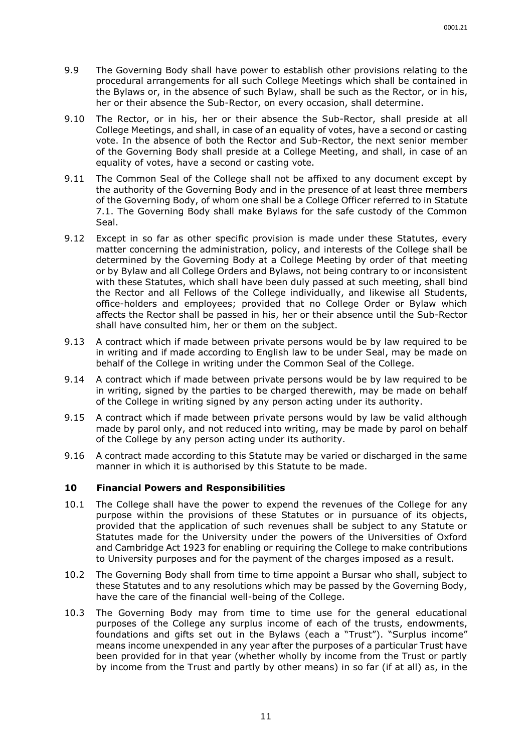9.9 The Governing Body shall have power to establish other provisions relating to the procedural arrangements for all such College Meetings which shall be contained in the Bylaws or, in the absence of such Bylaw, shall be such as the Rector, or in his, her or their absence the Sub-Rector, on every occasion, shall determine.

9.10 The Rector, or in his, her or their absence the Sub-Rector, shall preside at all College Meetings, and shall, in case of an equality of votes, have a second or casting vote. In the absence of both the Rector and Sub-Rector, the next senior member of the Governing Body shall preside at a College Meeting, and shall, in case of an equality of votes, have a second or casting vote.

9.11 The Common Seal of the College shall not be affixed to any document except by the authority of the Governing Body and in the presence of at least three members of the Governing Body, of whom one shall be a College Officer referred to in Statute 7.1. The Governing Body shall make Bylaws for the safe custody of the Common Seal.

9.12 Except in so far as other specific provision is made under these Statutes, every matter concerning the administration, policy, and interests of the College shall be determined by the Governing Body at a College Meeting by order of that meeting or by Bylaw and all College Orders and Bylaws, not being contrary to or inconsistent with these Statutes, which shall have been duly passed at such meeting, shall bind the Rector and all Fellows of the College individually, and likewise all Students, office-holders and employees; provided that no College Order or Bylaw which affects the Rector shall be passed in his, her or their absence until the Sub-Rector shall have consulted him, her or them on the subject.

9.13 A contract which if made between private persons would be by law required to be in writing and if made according to English law to be under Seal, may be made on behalf of the College in writing under the Common Seal of the College.

9.14 A contract which if made between private persons would be by law required to be in writing, signed by the parties to be charged therewith, may be made on behalf of the College in writing signed by any person acting under its authority.

9.15 A contract which if made between private persons would by law be valid although made by parol only, and not reduced into writing, may be made by parol on behalf of the College by any person acting under its authority.

9.16 A contract made according to this Statute may be varied or discharged in the same manner in which it is authorised by this Statute to be made.

## 10 Financial Powers and Responsibilities

10.1 The College shall have the power to expend the revenues of the College for any purpose within the provisions of these Statutes or in pursuance of its objects, provided that the application of such revenues shall be subject to any Statute or Statutes made for the University under the powers of the Universities of Oxford and Cambridge Act 1923 for enabling or requiring the College to make contributions to University purposes and for the payment of the charges imposed as a result.

10.2 The Governing Body shall from time to time appoint a Bursar who shall, subject to these Statutes and to any resolutions which may be passed by the Governing Body, have the care of the financial well-being of the College.

10.3 The Governing Body may from time to time use for the general educational purposes of the College any surplus income of each of the trusts, endowments, foundations and gifts set out in the Bylaws (each a "Trust"). "Surplus income" means income unexpended in any year after the purposes of a particular Trust have been provided for in that year (whether wholly by income from the Trust or partly by income from the Trust and partly by other means) in so far (if at all) as, in the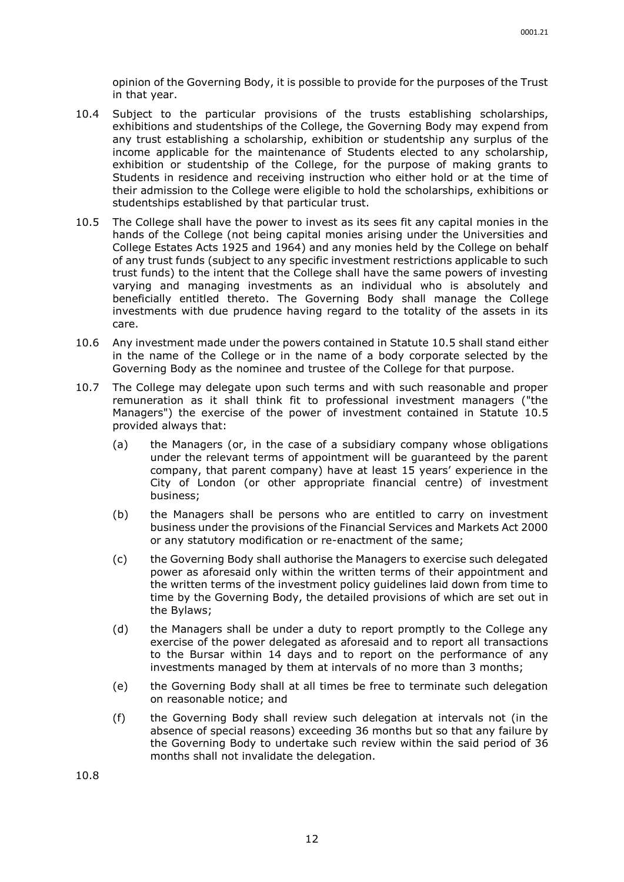opinion of the Governing Body, it is possible to provide for the purposes of the Trust in that year.

10.4 Subject to the particular provisions of the trusts establishing scholarships, exhibitions and studentships of the College, the Governing Body may expend from any trust establishing a scholarship, exhibition or studentship any surplus of the income applicable for the maintenance of Students elected to any scholarship, exhibition or studentship of the College, for the purpose of making grants to Students in residence and receiving instruction who either hold or at the time of their admission to the College were eligible to hold the scholarships, exhibitions or studentships established by that particular trust.

10.5 The College shall have the power to invest as its sees fit any capital monies in the hands of the College (not being capital monies arising under the Universities and College Estates Acts 1925 and 1964) and any monies held by the College on behalf of any trust funds (subject to any specific investment restrictions applicable to such trust funds) to the intent that the College shall have the same powers of investing varying and managing investments as an individual who is absolutely and beneficially entitled thereto. The Governing Body shall manage the College investments with due prudence having regard to the totality of the assets in its care.

10.6 Any investment made under the powers contained in Statute 10.5 shall stand either in the name of the College or in the name of a body corporate selected by the Governing Body as the nominee and trustee of the College for that purpose.

10.7 The College may delegate upon such terms and with such reasonable and proper remuneration as it shall think fit to professional investment managers ("the Managers") the exercise of the power of investment contained in Statute 10.5 provided always that:

(a) the Managers (or, in the case of a subsidiary company whose obligations under the relevant terms of appointment will be guaranteed by the parent company, that parent company) have at least 15 years' experience in the City of London (or other appropriate financial centre) of investment business;

(b) the Managers shall be persons who are entitled to carry on investment business under the provisions of the Financial Services and Markets Act 2000 or any statutory modification or re-enactment of the same;

(c) the Governing Body shall authorise the Managers to exercise such delegated power as aforesaid only within the written terms of their appointment and the written terms of the investment policy guidelines laid down from time to time by the Governing Body, the detailed provisions of which are set out in the Bylaws;

(d) the Managers shall be under a duty to report promptly to the College any exercise of the power delegated as aforesaid and to report all transactions to the Bursar within 14 days and to report on the performance of any investments managed by them at intervals of no more than 3 months;

(e) the Governing Body shall at all times be free to terminate such delegation on reasonable notice; and

(f) the Governing Body shall review such delegation at intervals not (in the absence of special reasons) exceeding 36 months but so that any failure by the Governing Body to undertake such review within the said period of 36 months shall not invalidate the delegation.

10.8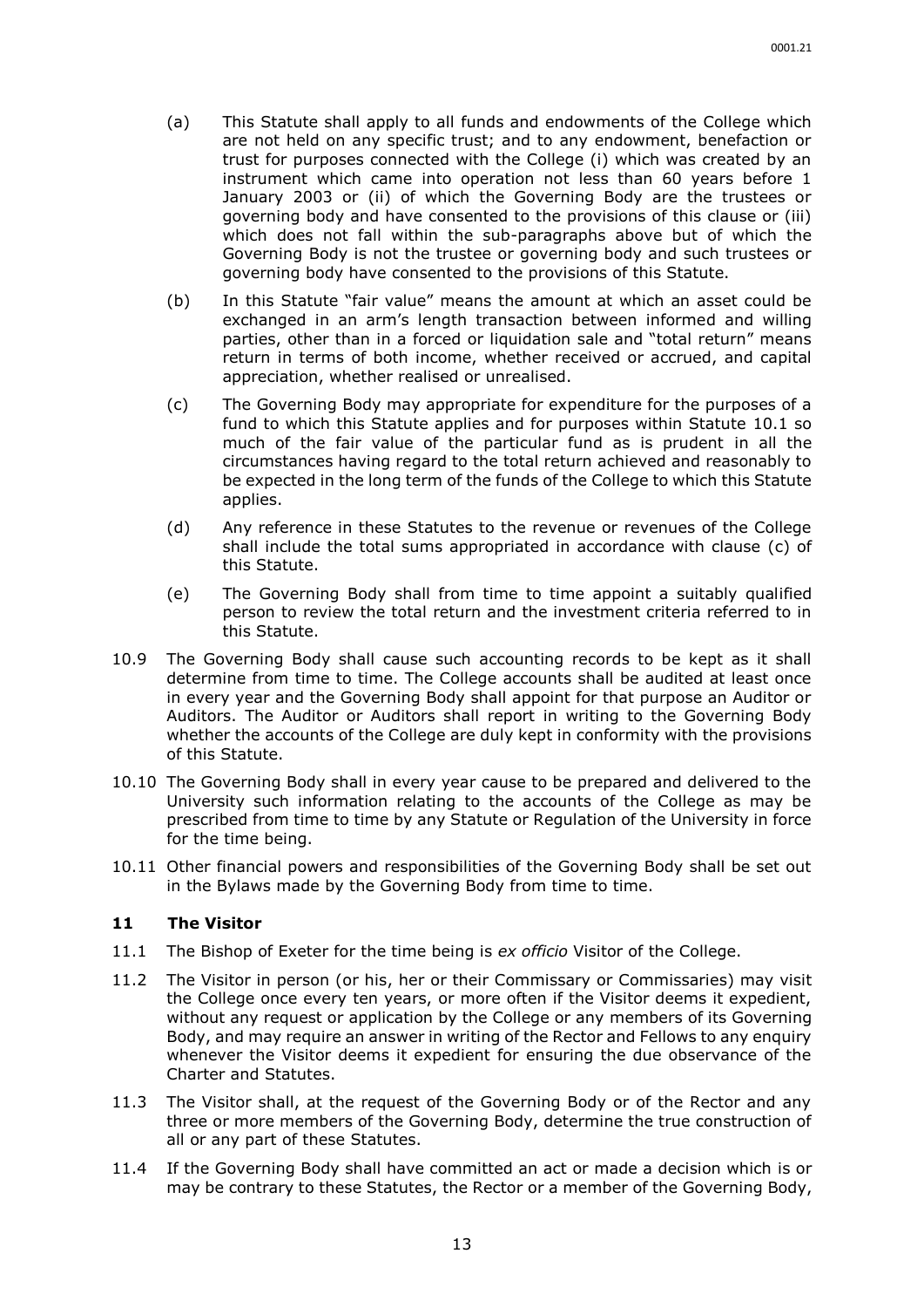(a) This Statute shall apply to all funds and endowments of the College which are not held on any specific trust; and to any endowment, benefaction or trust for purposes connected with the College (i) which was created by an instrument which came into operation not less than 60 years before 1 January 2003 or (ii) of which the Governing Body are the trustees or governing body and have consented to the provisions of this clause or (iii) which does not fall within the sub-paragraphs above but of which the Governing Body is not the trustee or governing body and such trustees or governing body have consented to the provisions of this Statute.

(b) In this Statute "fair value" means the amount at which an asset could be exchanged in an arm's length transaction between informed and willing parties, other than in a forced or liquidation sale and "total return" means return in terms of both income, whether received or accrued, and capital appreciation, whether realised or unrealised.

(c) The Governing Body may appropriate for expenditure for the purposes of a fund to which this Statute applies and for purposes within Statute 10.1 so much of the fair value of the particular fund as is prudent in all the circumstances having regard to the total return achieved and reasonably to be expected in the long term of the funds of the College to which this Statute applies.

(d) Any reference in these Statutes to the revenue or revenues of the College shall include the total sums appropriated in accordance with clause (c) of this Statute.

(e) The Governing Body shall from time to time appoint a suitably qualified person to review the total return and the investment criteria referred to in this Statute.

10.9 The Governing Body shall cause such accounting records to be kept as it shall determine from time to time. The College accounts shall be audited at least once in every year and the Governing Body shall appoint for that purpose an Auditor or Auditors. The Auditor or Auditors shall report in writing to the Governing Body whether the accounts of the College are duly kept in conformity with the provisions of this Statute.

10.10 The Governing Body shall in every year cause to be prepared and delivered to the University such information relating to the accounts of the College as may be prescribed from time to time by any Statute or Regulation of the University in force for the time being.

10.11 Other financial powers and responsibilities of the Governing Body shall be set out in the Bylaws made by the Governing Body from time to time.

## 11 The Visitor

11.1 The Bishop of Exeter for the time being is *ex officio* Visitor of the College.

11.2 The Visitor in person (or his, her or their Commissary or Commissaries) may visit the College once every ten years, or more often if the Visitor deems it expedient, without any request or application by the College or any members of its Governing Body, and may require an answer in writing of the Rector and Fellows to any enquiry whenever the Visitor deems it expedient for ensuring the due observance of the Charter and Statutes.

11.3 The Visitor shall, at the request of the Governing Body or of the Rector and any three or more members of the Governing Body, determine the true construction of all or any part of these Statutes.

11.4 If the Governing Body shall have committed an act or made a decision which is or may be contrary to these Statutes, the Rector or a member of the Governing Body,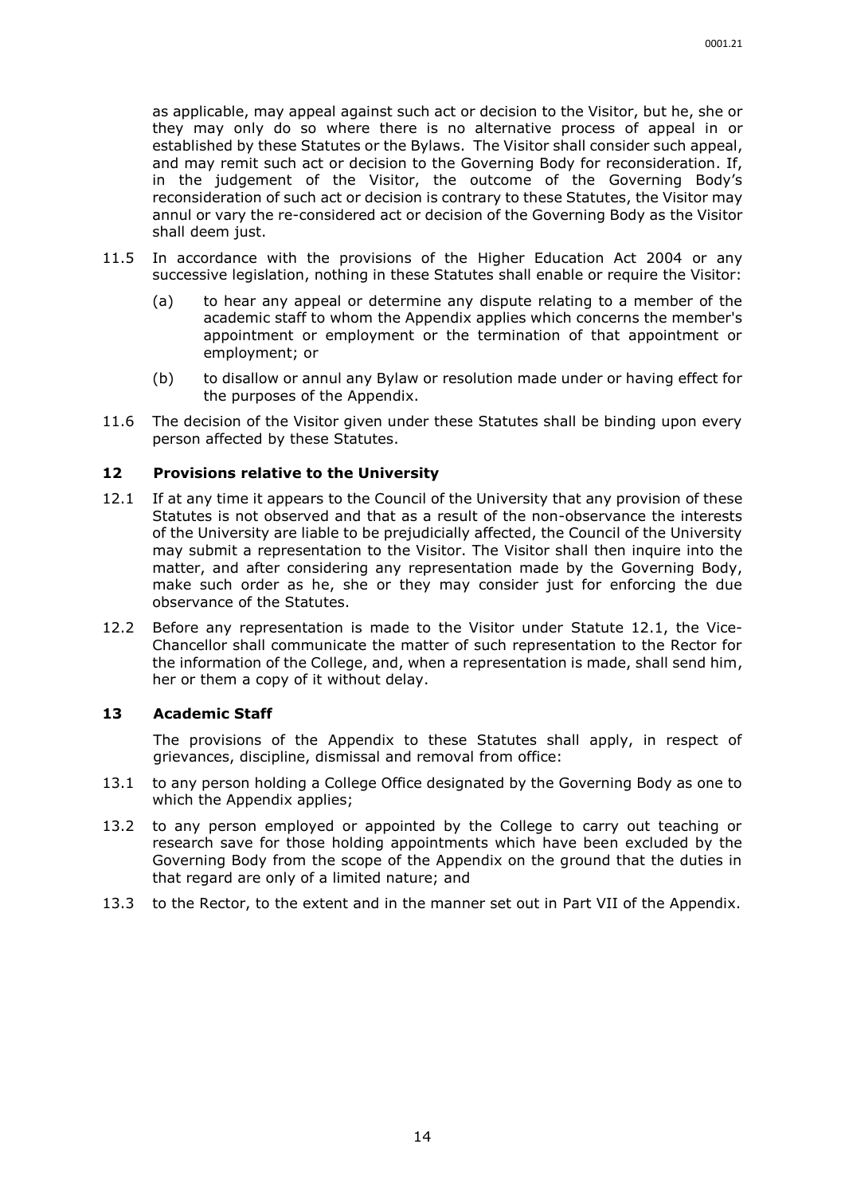as applicable, may appeal against such act or decision to the Visitor, but he, she or they may only do so where there is no alternative process of appeal in or established by these Statutes or the Bylaws. The Visitor shall consider such appeal, and may remit such act or decision to the Governing Body for reconsideration. If, in the judgement of the Visitor, the outcome of the Governing Body's reconsideration of such act or decision is contrary to these Statutes, the Visitor may annul or vary the re-considered act or decision of the Governing Body as the Visitor shall deem just.

11.5 In accordance with the provisions of the Higher Education Act 2004 or any successive legislation, nothing in these Statutes shall enable or require the Visitor:

(a) to hear any appeal or determine any dispute relating to a member of the academic staff to whom the Appendix applies which concerns the member's appointment or employment or the termination of that appointment or employment; or

(b) to disallow or annul any Bylaw or resolution made under or having effect for the purposes of the Appendix.

11.6 The decision of the Visitor given under these Statutes shall be binding upon every person affected by these Statutes.

## 12 Provisions relative to the University

12.1 If at any time it appears to the Council of the University that any provision of these Statutes is not observed and that as a result of the non-observance the interests of the University are liable to be prejudicially affected, the Council of the University may submit a representation to the Visitor. The Visitor shall then inquire into the matter, and after considering any representation made by the Governing Body, make such order as he, she or they may consider just for enforcing the due observance of the Statutes.

12.2 Before any representation is made to the Visitor under Statute 12.1, the Vice-Chancellor shall communicate the matter of such representation to the Rector for the information of the College, and, when a representation is made, shall send him, her or them a copy of it without delay.

## 13 Academic Staff

The provisions of the Appendix to these Statutes shall apply, in respect of grievances, discipline, dismissal and removal from office:

13.1 to any person holding a College Office designated by the Governing Body as one to which the Appendix applies;

13.2 to any person employed or appointed by the College to carry out teaching or research save for those holding appointments which have been excluded by the Governing Body from the scope of the Appendix on the ground that the duties in that regard are only of a limited nature; and

13.3 to the Rector, to the extent and in the manner set out in Part VII of the Appendix.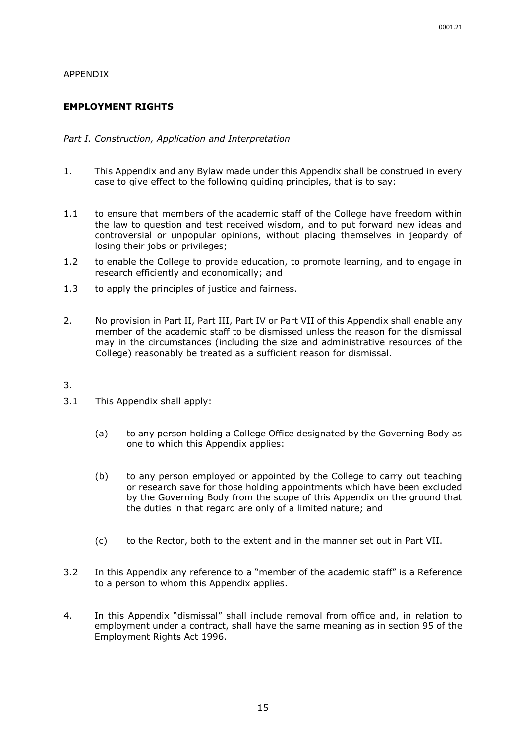APPENDIX

**EMPLOYMENT RIGHTS**

*Part I. Construction, Application and Interpretation*

1. This Appendix and any Bylaw made under this Appendix shall be construed in every case to give effect to the following guiding principles, that is to say:

1.1 to ensure that members of the academic staff of the College have freedom within the law to question and test received wisdom, and to put forward new ideas and controversial or unpopular opinions, without placing themselves in jeopardy of losing their jobs or privileges;

1.2 to enable the College to provide education, to promote learning, and to engage in research efficiently and economically; and

1.3 to apply the principles of justice and fairness.

2. No provision in Part II, Part III, Part IV or Part VII of this Appendix shall enable any member of the academic staff to be dismissed unless the reason for the dismissal may in the circumstances (including the size and administrative resources of the College) reasonably be treated as a sufficient reason for dismissal.

3.

3.1 This Appendix shall apply:

   (a) to any person holding a College Office designated by the Governing Body as one to which this Appendix applies:

   (b) to any person employed or appointed by the College to carry out teaching or research save for those holding appointments which have been excluded by the Governing Body from the scope of this Appendix on the ground that the duties in that regard are only of a limited nature; and

   (c) to the Rector, both to the extent and in the manner set out in Part VII.

3.2 In this Appendix any reference to a "member of the academic staff" is a Reference to a person to whom this Appendix applies.

4. In this Appendix "dismissal" shall include removal from office and, in relation to employment under a contract, shall have the same meaning as in section 95 of the Employment Rights Act 1996.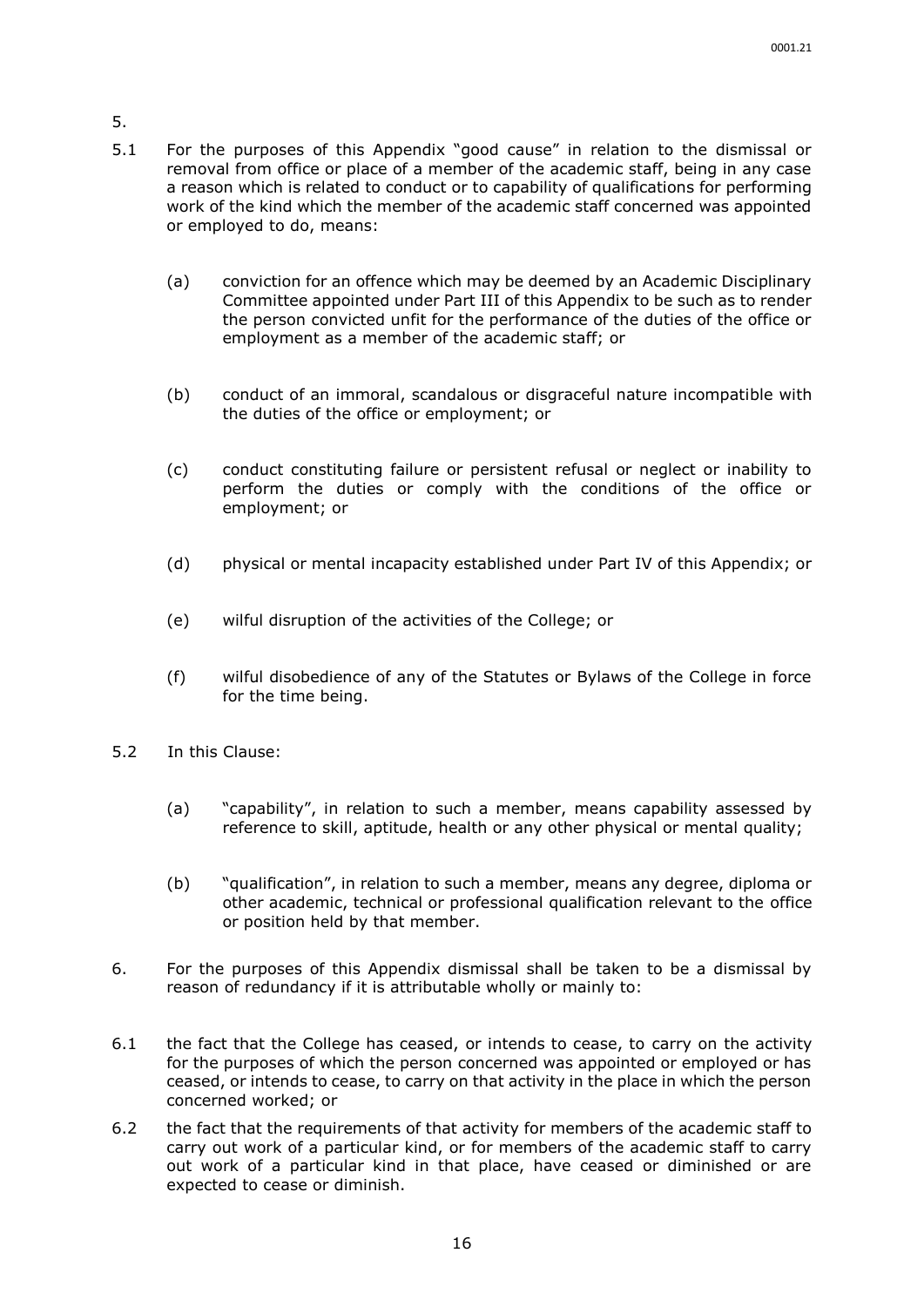5.

5.1 For the purposes of this Appendix "good cause" in relation to the dismissal or removal from office or place of a member of the academic staff, being in any case a reason which is related to conduct or to capability of qualifications for performing work of the kind which the member of the academic staff concerned was appointed or employed to do, means:

(a) conviction for an offence which may be deemed by an Academic Disciplinary Committee appointed under Part III of this Appendix to be such as to render the person convicted unfit for the performance of the duties of the office or employment as a member of the academic staff; or

(b) conduct of an immoral, scandalous or disgraceful nature incompatible with the duties of the office or employment; or

(c) conduct constituting failure or persistent refusal or neglect or inability to perform the duties or comply with the conditions of the office or employment; or

(d) physical or mental incapacity established under Part IV of this Appendix; or

(e) wilful disruption of the activities of the College; or

(f) wilful disobedience of any of the Statutes or Bylaws of the College in force for the time being.

5.2 In this Clause:

(a) "capability", in relation to such a member, means capability assessed by reference to skill, aptitude, health or any other physical or mental quality;

(b) "qualification", in relation to such a member, means any degree, diploma or other academic, technical or professional qualification relevant to the office or position held by that member.

6. For the purposes of this Appendix dismissal shall be taken to be a dismissal by reason of redundancy if it is attributable wholly or mainly to:

6.1 the fact that the College has ceased, or intends to cease, to carry on the activity for the purposes of which the person concerned was appointed or employed or has ceased, or intends to cease, to carry on that activity in the place in which the person concerned worked; or

6.2 the fact that the requirements of that activity for members of the academic staff to carry out work of a particular kind, or for members of the academic staff to carry out work of a particular kind in that place, have ceased or diminished or are expected to cease or diminish.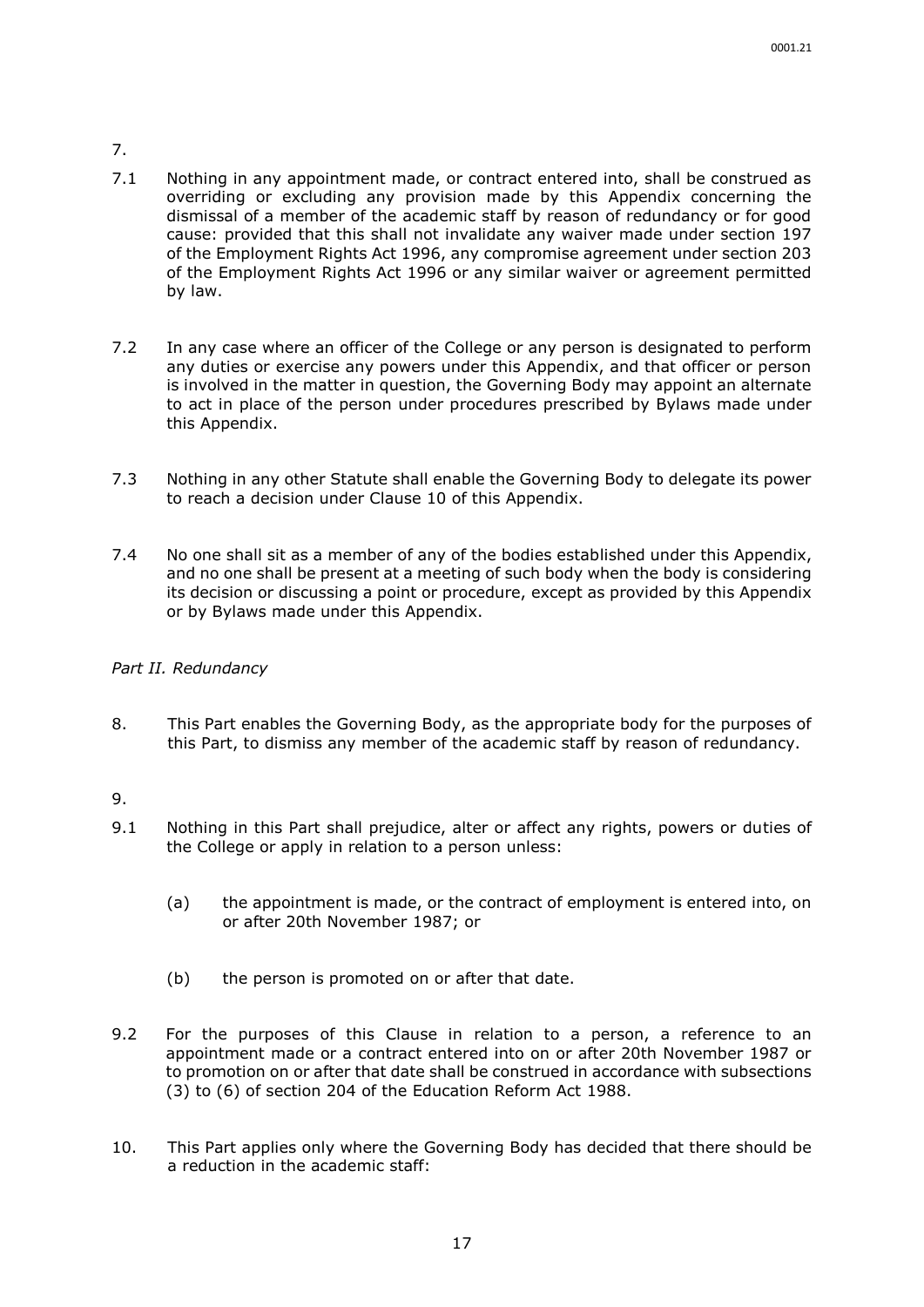7.

7.1 Nothing in any appointment made, or contract entered into, shall be construed as overriding or excluding any provision made by this Appendix concerning the dismissal of a member of the academic staff by reason of redundancy or for good cause: provided that this shall not invalidate any waiver made under section 197 of the Employment Rights Act 1996, any compromise agreement under section 203 of the Employment Rights Act 1996 or any similar waiver or agreement permitted by law.

7.2 In any case where an officer of the College or any person is designated to perform any duties or exercise any powers under this Appendix, and that officer or person is involved in the matter in question, the Governing Body may appoint an alternate to act in place of the person under procedures prescribed by Bylaws made under this Appendix.

7.3 Nothing in any other Statute shall enable the Governing Body to delegate its power to reach a decision under Clause 10 of this Appendix.

7.4 No one shall sit as a member of any of the bodies established under this Appendix, and no one shall be present at a meeting of such body when the body is considering its decision or discussing a point or procedure, except as provided by this Appendix or by Bylaws made under this Appendix.

*Part II. Redundancy*

8. This Part enables the Governing Body, as the appropriate body for the purposes of this Part, to dismiss any member of the academic staff by reason of redundancy.

9.

9.1 Nothing in this Part shall prejudice, alter or affect any rights, powers or duties of the College or apply in relation to a person unless:

   (a) the appointment is made, or the contract of employment is entered into, on or after 20th November 1987; or

   (b) the person is promoted on or after that date.

9.2 For the purposes of this Clause in relation to a person, a reference to an appointment made or a contract entered into on or after 20th November 1987 or to promotion on or after that date shall be construed in accordance with subsections (3) to (6) of section 204 of the Education Reform Act 1988.

10. This Part applies only where the Governing Body has decided that there should be a reduction in the academic staff: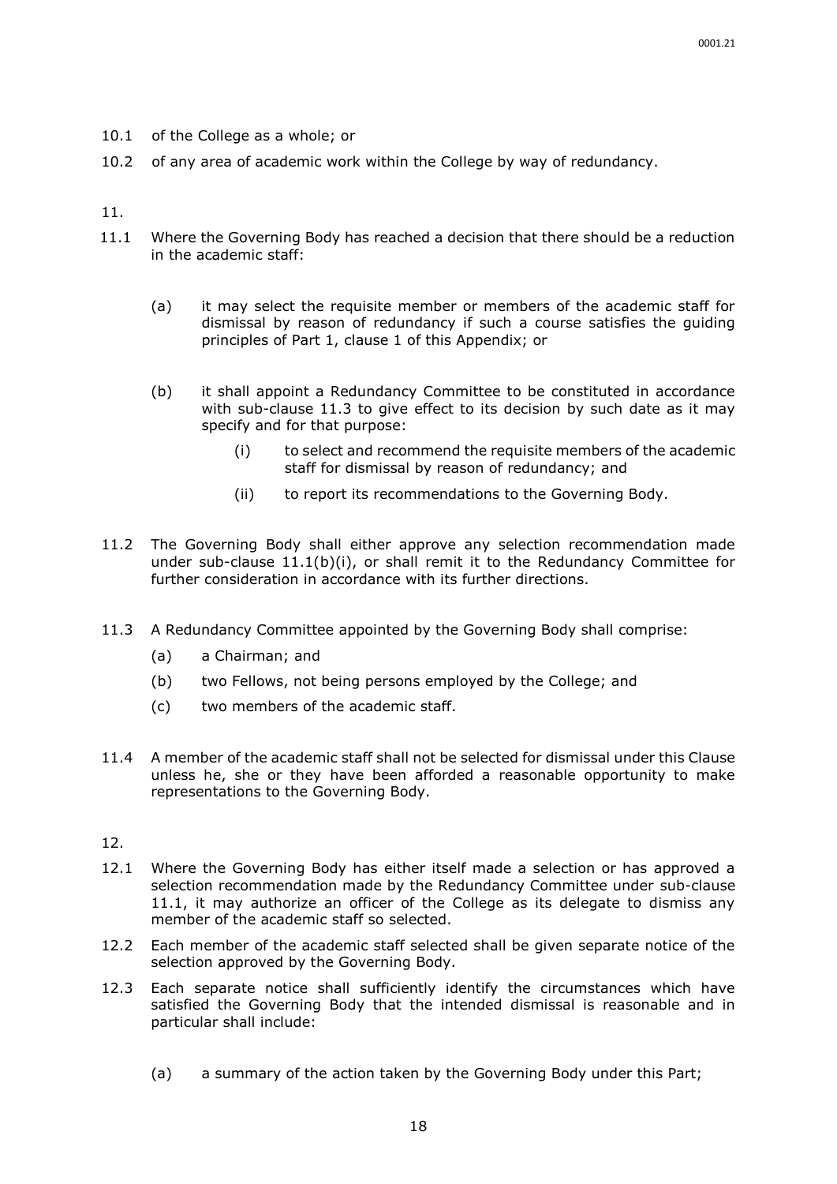10.1 of the College as a whole; or

10.2 of any area of academic work within the College by way of redundancy.

11.

11.1 Where the Governing Body has reached a decision that there should be a reduction in the academic staff:

   (a) it may select the requisite member or members of the academic staff for dismissal by reason of redundancy if such a course satisfies the guiding principles of Part 1, clause 1 of this Appendix; or

   (b) it shall appoint a Redundancy Committee to be constituted in accordance with sub-clause 11.3 to give effect to its decision by such date as it may specify and for that purpose:

      (i) to select and recommend the requisite members of the academic staff for dismissal by reason of redundancy; and

      (ii) to report its recommendations to the Governing Body.

11.2 The Governing Body shall either approve any selection recommendation made under sub-clause 11.1(b)(i), or shall remit it to the Redundancy Committee for further consideration in accordance with its further directions.

11.3 A Redundancy Committee appointed by the Governing Body shall comprise:

   (a) a Chairman; and

   (b) two Fellows, not being persons employed by the College; and

   (c) two members of the academic staff.

11.4 A member of the academic staff shall not be selected for dismissal under this Clause unless he, she or they have been afforded a reasonable opportunity to make representations to the Governing Body.

12.

12.1 Where the Governing Body has either itself made a selection or has approved a selection recommendation made by the Redundancy Committee under sub-clause 11.1, it may authorize an officer of the College as its delegate to dismiss any member of the academic staff so selected.

12.2 Each member of the academic staff selected shall be given separate notice of the selection approved by the Governing Body.

12.3 Each separate notice shall sufficiently identify the circumstances which have satisfied the Governing Body that the intended dismissal is reasonable and in particular shall include:

   (a) a summary of the action taken by the Governing Body under this Part;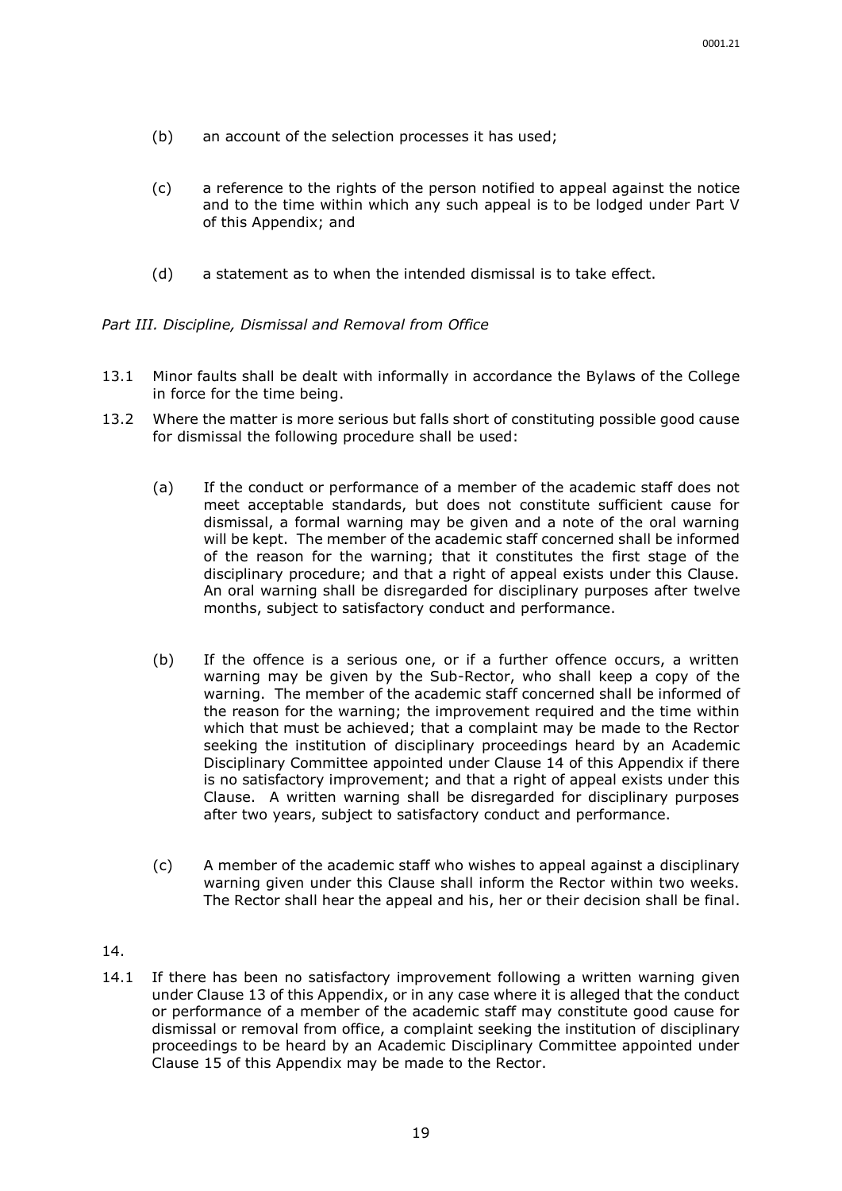(b) an account of the selection processes it has used;

(c) a reference to the rights of the person notified to appeal against the notice and to the time within which any such appeal is to be lodged under Part V of this Appendix; and

(d) a statement as to when the intended dismissal is to take effect.

*Part III. Discipline, Dismissal and Removal from Office*

13.1 Minor faults shall be dealt with informally in accordance the Bylaws of the College in force for the time being.

13.2 Where the matter is more serious but falls short of constituting possible good cause for dismissal the following procedure shall be used:

(a) If the conduct or performance of a member of the academic staff does not meet acceptable standards, but does not constitute sufficient cause for dismissal, a formal warning may be given and a note of the oral warning will be kept. The member of the academic staff concerned shall be informed of the reason for the warning; that it constitutes the first stage of the disciplinary procedure; and that a right of appeal exists under this Clause. An oral warning shall be disregarded for disciplinary purposes after twelve months, subject to satisfactory conduct and performance.

(b) If the offence is a serious one, or if a further offence occurs, a written warning may be given by the Sub-Rector, who shall keep a copy of the warning. The member of the academic staff concerned shall be informed of the reason for the warning; the improvement required and the time within which that must be achieved; that a complaint may be made to the Rector seeking the institution of disciplinary proceedings heard by an Academic Disciplinary Committee appointed under Clause 14 of this Appendix if there is no satisfactory improvement; and that a right of appeal exists under this Clause. A written warning shall be disregarded for disciplinary purposes after two years, subject to satisfactory conduct and performance.

(c) A member of the academic staff who wishes to appeal against a disciplinary warning given under this Clause shall inform the Rector within two weeks. The Rector shall hear the appeal and his, her or their decision shall be final.

14.

14.1 If there has been no satisfactory improvement following a written warning given under Clause 13 of this Appendix, or in any case where it is alleged that the conduct or performance of a member of the academic staff may constitute good cause for dismissal or removal from office, a complaint seeking the institution of disciplinary proceedings to be heard by an Academic Disciplinary Committee appointed under Clause 15 of this Appendix may be made to the Rector.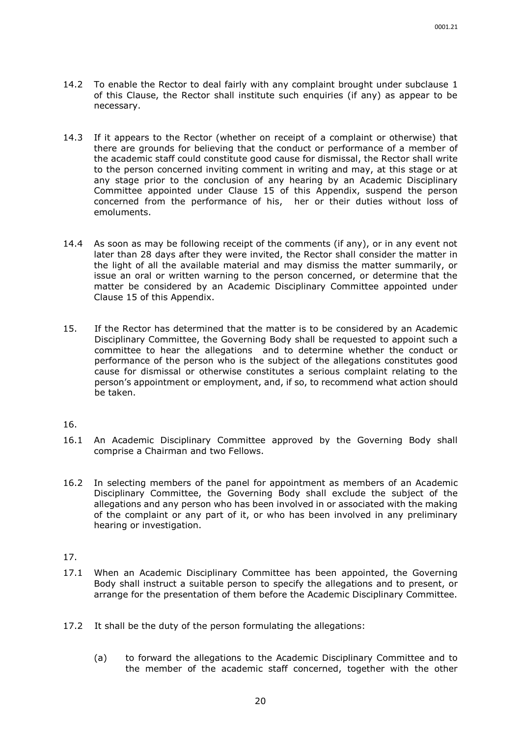14.2 To enable the Rector to deal fairly with any complaint brought under subclause 1 of this Clause, the Rector shall institute such enquiries (if any) as appear to be necessary.

14.3 If it appears to the Rector (whether on receipt of a complaint or otherwise) that there are grounds for believing that the conduct or performance of a member of the academic staff could constitute good cause for dismissal, the Rector shall write to the person concerned inviting comment in writing and may, at this stage or at any stage prior to the conclusion of any hearing by an Academic Disciplinary Committee appointed under Clause 15 of this Appendix, suspend the person concerned from the performance of his, her or their duties without loss of emoluments.

14.4 As soon as may be following receipt of the comments (if any), or in any event not later than 28 days after they were invited, the Rector shall consider the matter in the light of all the available material and may dismiss the matter summarily, or issue an oral or written warning to the person concerned, or determine that the matter be considered by an Academic Disciplinary Committee appointed under Clause 15 of this Appendix.

15. If the Rector has determined that the matter is to be considered by an Academic Disciplinary Committee, the Governing Body shall be requested to appoint such a committee to hear the allegations and to determine whether the conduct or performance of the person who is the subject of the allegations constitutes good cause for dismissal or otherwise constitutes a serious complaint relating to the person's appointment or employment, and, if so, to recommend what action should be taken.

16.

16.1 An Academic Disciplinary Committee approved by the Governing Body shall comprise a Chairman and two Fellows.

16.2 In selecting members of the panel for appointment as members of an Academic Disciplinary Committee, the Governing Body shall exclude the subject of the allegations and any person who has been involved in or associated with the making of the complaint or any part of it, or who has been involved in any preliminary hearing or investigation.

17.

17.1 When an Academic Disciplinary Committee has been appointed, the Governing Body shall instruct a suitable person to specify the allegations and to present, or arrange for the presentation of them before the Academic Disciplinary Committee.

17.2 It shall be the duty of the person formulating the allegations:

(a) to forward the allegations to the Academic Disciplinary Committee and to the member of the academic staff concerned, together with the other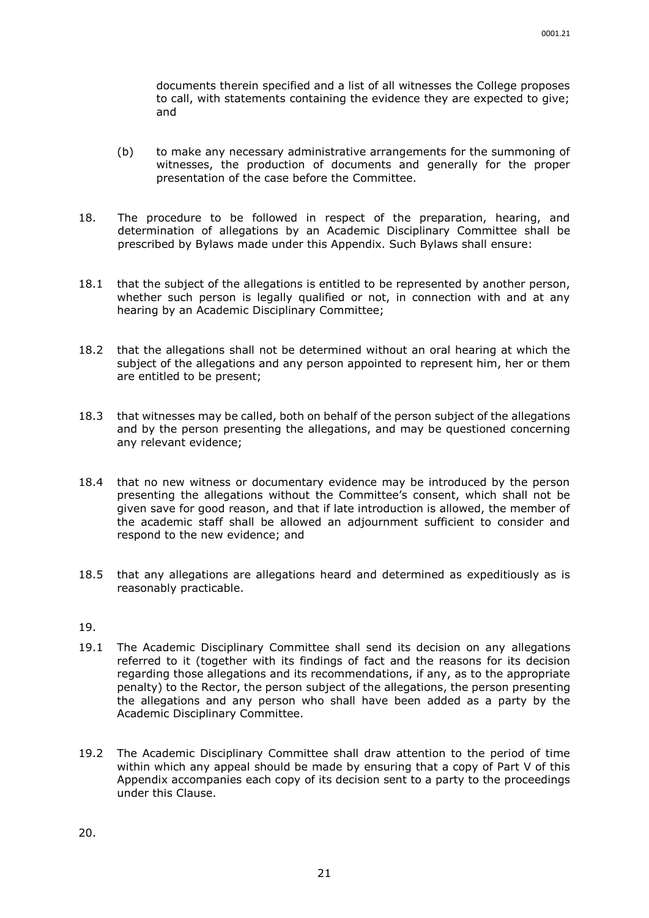documents therein specified and a list of all witnesses the College proposes to call, with statements containing the evidence they are expected to give; and

(b) to make any necessary administrative arrangements for the summoning of witnesses, the production of documents and generally for the proper presentation of the case before the Committee.

18. The procedure to be followed in respect of the preparation, hearing, and determination of allegations by an Academic Disciplinary Committee shall be prescribed by Bylaws made under this Appendix. Such Bylaws shall ensure:

18.1 that the subject of the allegations is entitled to be represented by another person, whether such person is legally qualified or not, in connection with and at any hearing by an Academic Disciplinary Committee;

18.2 that the allegations shall not be determined without an oral hearing at which the subject of the allegations and any person appointed to represent him, her or them are entitled to be present;

18.3 that witnesses may be called, both on behalf of the person subject of the allegations and by the person presenting the allegations, and may be questioned concerning any relevant evidence;

18.4 that no new witness or documentary evidence may be introduced by the person presenting the allegations without the Committee's consent, which shall not be given save for good reason, and that if late introduction is allowed, the member of the academic staff shall be allowed an adjournment sufficient to consider and respond to the new evidence; and

18.5 that any allegations are allegations heard and determined as expeditiously as is reasonably practicable.

19.

19.1 The Academic Disciplinary Committee shall send its decision on any allegations referred to it (together with its findings of fact and the reasons for its decision regarding those allegations and its recommendations, if any, as to the appropriate penalty) to the Rector, the person subject of the allegations, the person presenting the allegations and any person who shall have been added as a party by the Academic Disciplinary Committee.

19.2 The Academic Disciplinary Committee shall draw attention to the period of time within which any appeal should be made by ensuring that a copy of Part V of this Appendix accompanies each copy of its decision sent to a party to the proceedings under this Clause.

20.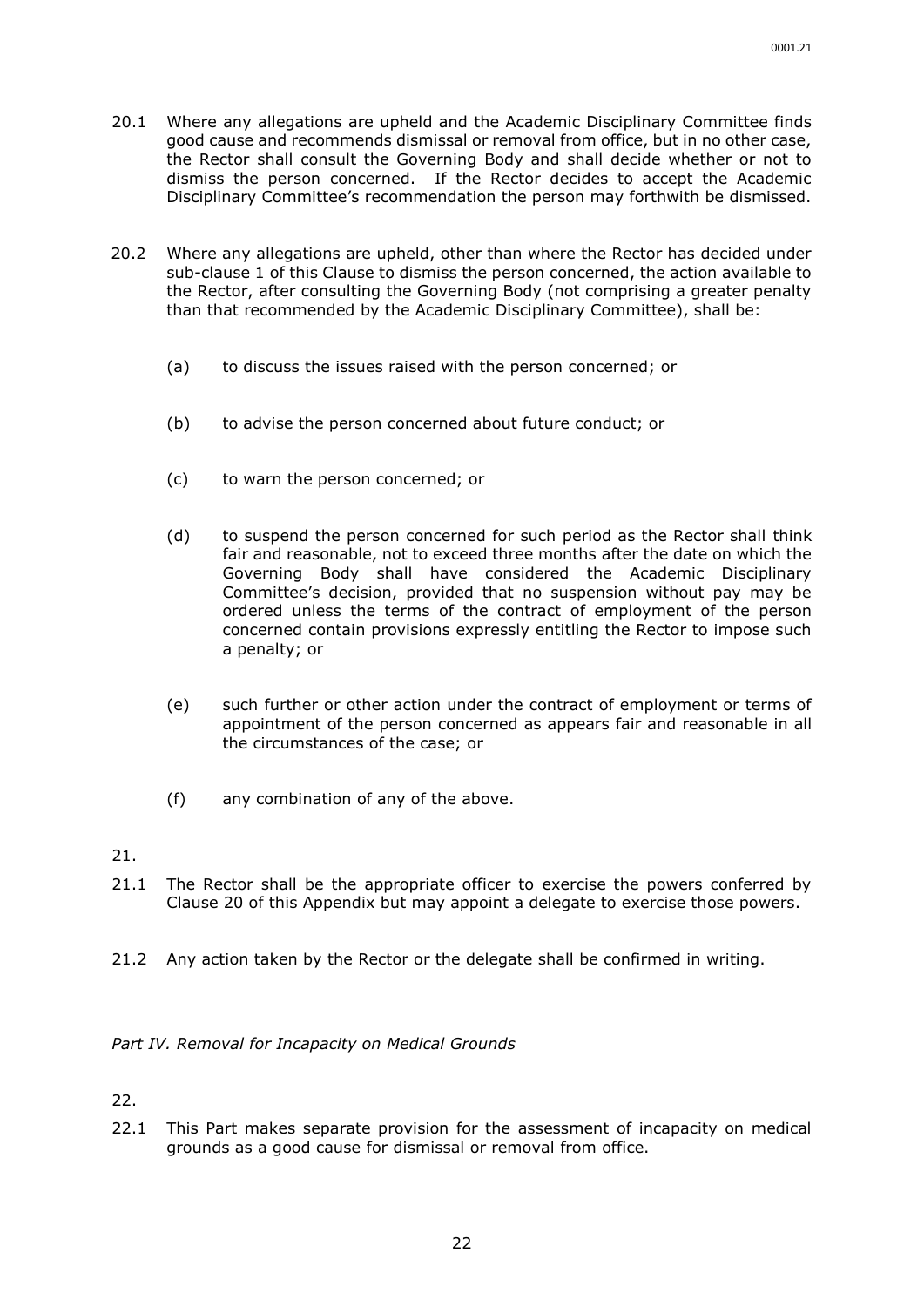20.1 Where any allegations are upheld and the Academic Disciplinary Committee finds good cause and recommends dismissal or removal from office, but in no other case, the Rector shall consult the Governing Body and shall decide whether or not to dismiss the person concerned. If the Rector decides to accept the Academic Disciplinary Committee's recommendation the person may forthwith be dismissed.

20.2 Where any allegations are upheld, other than where the Rector has decided under sub-clause 1 of this Clause to dismiss the person concerned, the action available to the Rector, after consulting the Governing Body (not comprising a greater penalty than that recommended by the Academic Disciplinary Committee), shall be:

(a) to discuss the issues raised with the person concerned; or

(b) to advise the person concerned about future conduct; or

(c) to warn the person concerned; or

(d) to suspend the person concerned for such period as the Rector shall think fair and reasonable, not to exceed three months after the date on which the Governing Body shall have considered the Academic Disciplinary Committee's decision, provided that no suspension without pay may be ordered unless the terms of the contract of employment of the person concerned contain provisions expressly entitling the Rector to impose such a penalty; or

(e) such further or other action under the contract of employment or terms of appointment of the person concerned as appears fair and reasonable in all the circumstances of the case; or

(f) any combination of any of the above.

21.

21.1 The Rector shall be the appropriate officer to exercise the powers conferred by Clause 20 of this Appendix but may appoint a delegate to exercise those powers.

21.2 Any action taken by the Rector or the delegate shall be confirmed in writing.

*Part IV. Removal for Incapacity on Medical Grounds*

22.

22.1 This Part makes separate provision for the assessment of incapacity on medical grounds as a good cause for dismissal or removal from office.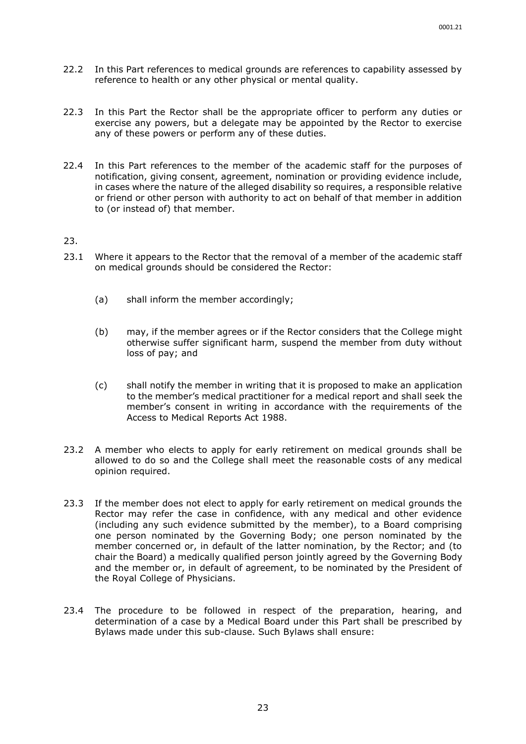22.2 In this Part references to medical grounds are references to capability assessed by reference to health or any other physical or mental quality.

22.3 In this Part the Rector shall be the appropriate officer to perform any duties or exercise any powers, but a delegate may be appointed by the Rector to exercise any of these powers or perform any of these duties.

22.4 In this Part references to the member of the academic staff for the purposes of notification, giving consent, agreement, nomination or providing evidence include, in cases where the nature of the alleged disability so requires, a responsible relative or friend or other person with authority to act on behalf of that member in addition to (or instead of) that member.

23.

23.1 Where it appears to the Rector that the removal of a member of the academic staff on medical grounds should be considered the Rector:

(a) shall inform the member accordingly;

(b) may, if the member agrees or if the Rector considers that the College might otherwise suffer significant harm, suspend the member from duty without loss of pay; and

(c) shall notify the member in writing that it is proposed to make an application to the member's medical practitioner for a medical report and shall seek the member's consent in writing in accordance with the requirements of the Access to Medical Reports Act 1988.

23.2 A member who elects to apply for early retirement on medical grounds shall be allowed to do so and the College shall meet the reasonable costs of any medical opinion required.

23.3 If the member does not elect to apply for early retirement on medical grounds the Rector may refer the case in confidence, with any medical and other evidence (including any such evidence submitted by the member), to a Board comprising one person nominated by the Governing Body; one person nominated by the member concerned or, in default of the latter nomination, by the Rector; and (to chair the Board) a medically qualified person jointly agreed by the Governing Body and the member or, in default of agreement, to be nominated by the President of the Royal College of Physicians.

23.4 The procedure to be followed in respect of the preparation, hearing, and determination of a case by a Medical Board under this Part shall be prescribed by Bylaws made under this sub-clause. Such Bylaws shall ensure: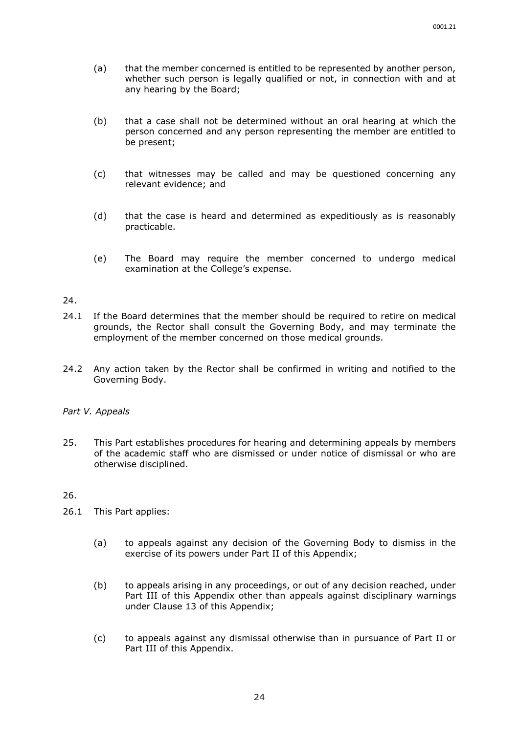(a) that the member concerned is entitled to be represented by another person, whether such person is legally qualified or not, in connection with and at any hearing by the Board;

(b) that a case shall not be determined without an oral hearing at which the person concerned and any person representing the member are entitled to be present;

(c) that witnesses may be called and may be questioned concerning any relevant evidence; and

(d) that the case is heard and determined as expeditiously as is reasonably practicable.

(e) The Board may require the member concerned to undergo medical examination at the College's expense.

24.

24.1 If the Board determines that the member should be required to retire on medical grounds, the Rector shall consult the Governing Body, and may terminate the employment of the member concerned on those medical grounds.

24.2 Any action taken by the Rector shall be confirmed in writing and notified to the Governing Body.

*Part V. Appeals*

25. This Part establishes procedures for hearing and determining appeals by members of the academic staff who are dismissed or under notice of dismissal or who are otherwise disciplined.

26.

26.1 This Part applies:

(a) to appeals against any decision of the Governing Body to dismiss in the exercise of its powers under Part II of this Appendix;

(b) to appeals arising in any proceedings, or out of any decision reached, under Part III of this Appendix other than appeals against disciplinary warnings under Clause 13 of this Appendix;

(c) to appeals against any dismissal otherwise than in pursuance of Part II or Part III of this Appendix.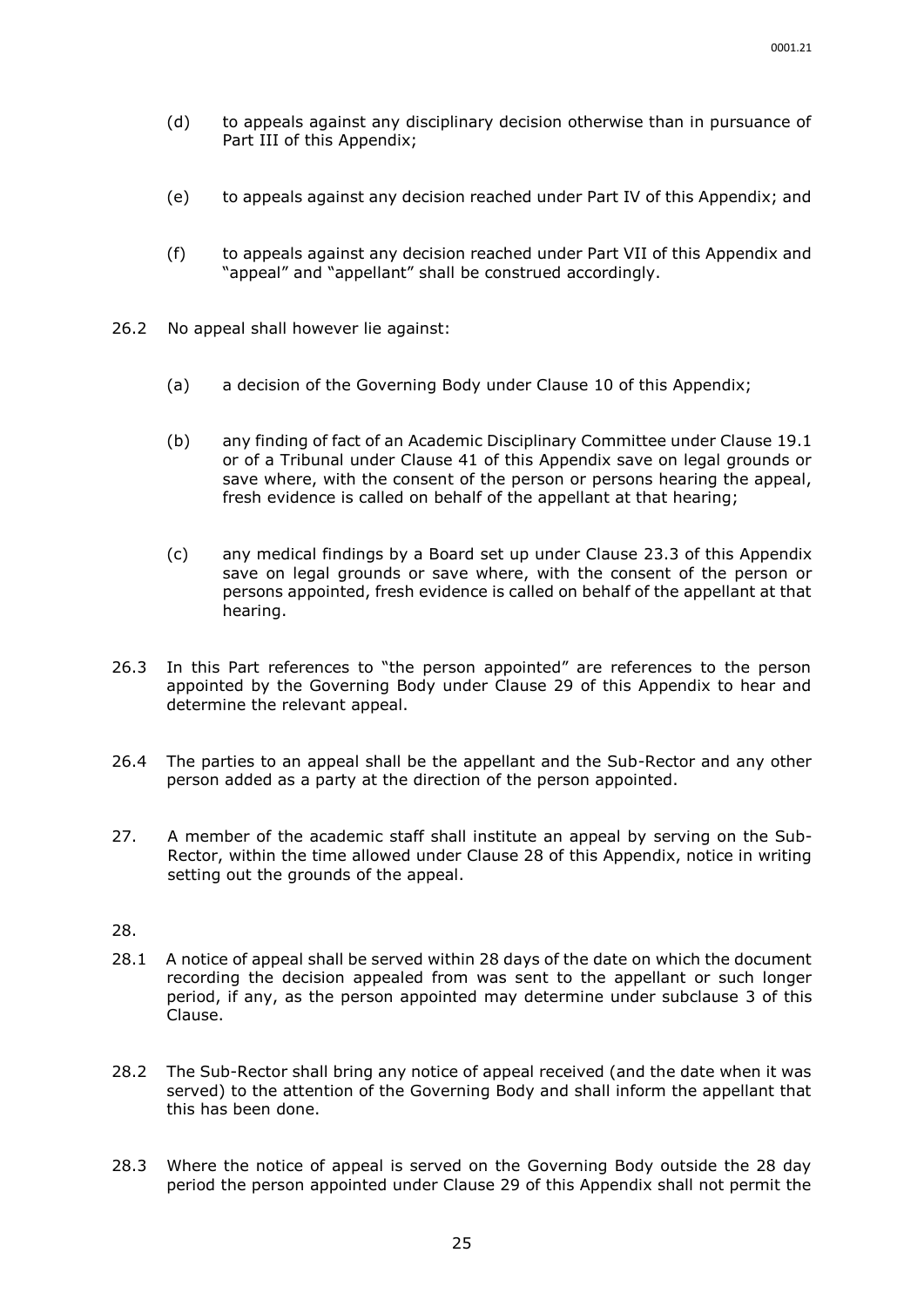(d) to appeals against any disciplinary decision otherwise than in pursuance of Part III of this Appendix;

(e) to appeals against any decision reached under Part IV of this Appendix; and

(f) to appeals against any decision reached under Part VII of this Appendix and "appeal" and "appellant" shall be construed accordingly.

26.2 No appeal shall however lie against:

(a) a decision of the Governing Body under Clause 10 of this Appendix;

(b) any finding of fact of an Academic Disciplinary Committee under Clause 19.1 or of a Tribunal under Clause 41 of this Appendix save on legal grounds or save where, with the consent of the person or persons hearing the appeal, fresh evidence is called on behalf of the appellant at that hearing;

(c) any medical findings by a Board set up under Clause 23.3 of this Appendix save on legal grounds or save where, with the consent of the person or persons appointed, fresh evidence is called on behalf of the appellant at that hearing.

26.3 In this Part references to "the person appointed" are references to the person appointed by the Governing Body under Clause 29 of this Appendix to hear and determine the relevant appeal.

26.4 The parties to an appeal shall be the appellant and the Sub-Rector and any other person added as a party at the direction of the person appointed.

27. A member of the academic staff shall institute an appeal by serving on the Sub-Rector, within the time allowed under Clause 28 of this Appendix, notice in writing setting out the grounds of the appeal.

28.

28.1 A notice of appeal shall be served within 28 days of the date on which the document recording the decision appealed from was sent to the appellant or such longer period, if any, as the person appointed may determine under subclause 3 of this Clause.

28.2 The Sub-Rector shall bring any notice of appeal received (and the date when it was served) to the attention of the Governing Body and shall inform the appellant that this has been done.

28.3 Where the notice of appeal is served on the Governing Body outside the 28 day period the person appointed under Clause 29 of this Appendix shall not permit the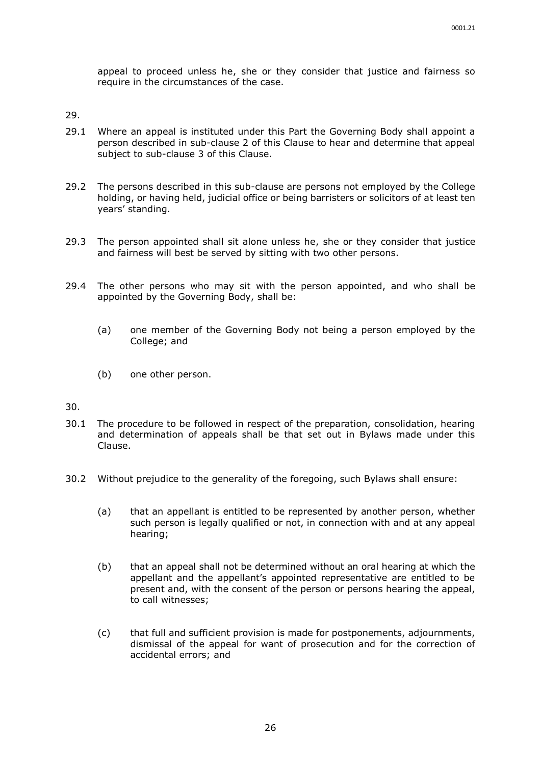appeal to proceed unless he, she or they consider that justice and fairness so require in the circumstances of the case.

29.

29.1 Where an appeal is instituted under this Part the Governing Body shall appoint a person described in sub-clause 2 of this Clause to hear and determine that appeal subject to sub-clause 3 of this Clause.

29.2 The persons described in this sub-clause are persons not employed by the College holding, or having held, judicial office or being barristers or solicitors of at least ten years' standing.

29.3 The person appointed shall sit alone unless he, she or they consider that justice and fairness will best be served by sitting with two other persons.

29.4 The other persons who may sit with the person appointed, and who shall be appointed by the Governing Body, shall be:

(a) one member of the Governing Body not being a person employed by the College; and

(b) one other person.

30.

30.1 The procedure to be followed in respect of the preparation, consolidation, hearing and determination of appeals shall be that set out in Bylaws made under this Clause.

30.2 Without prejudice to the generality of the foregoing, such Bylaws shall ensure:

(a) that an appellant is entitled to be represented by another person, whether such person is legally qualified or not, in connection with and at any appeal hearing;

(b) that an appeal shall not be determined without an oral hearing at which the appellant and the appellant's appointed representative are entitled to be present and, with the consent of the person or persons hearing the appeal, to call witnesses;

(c) that full and sufficient provision is made for postponements, adjournments, dismissal of the appeal for want of prosecution and for the correction of accidental errors; and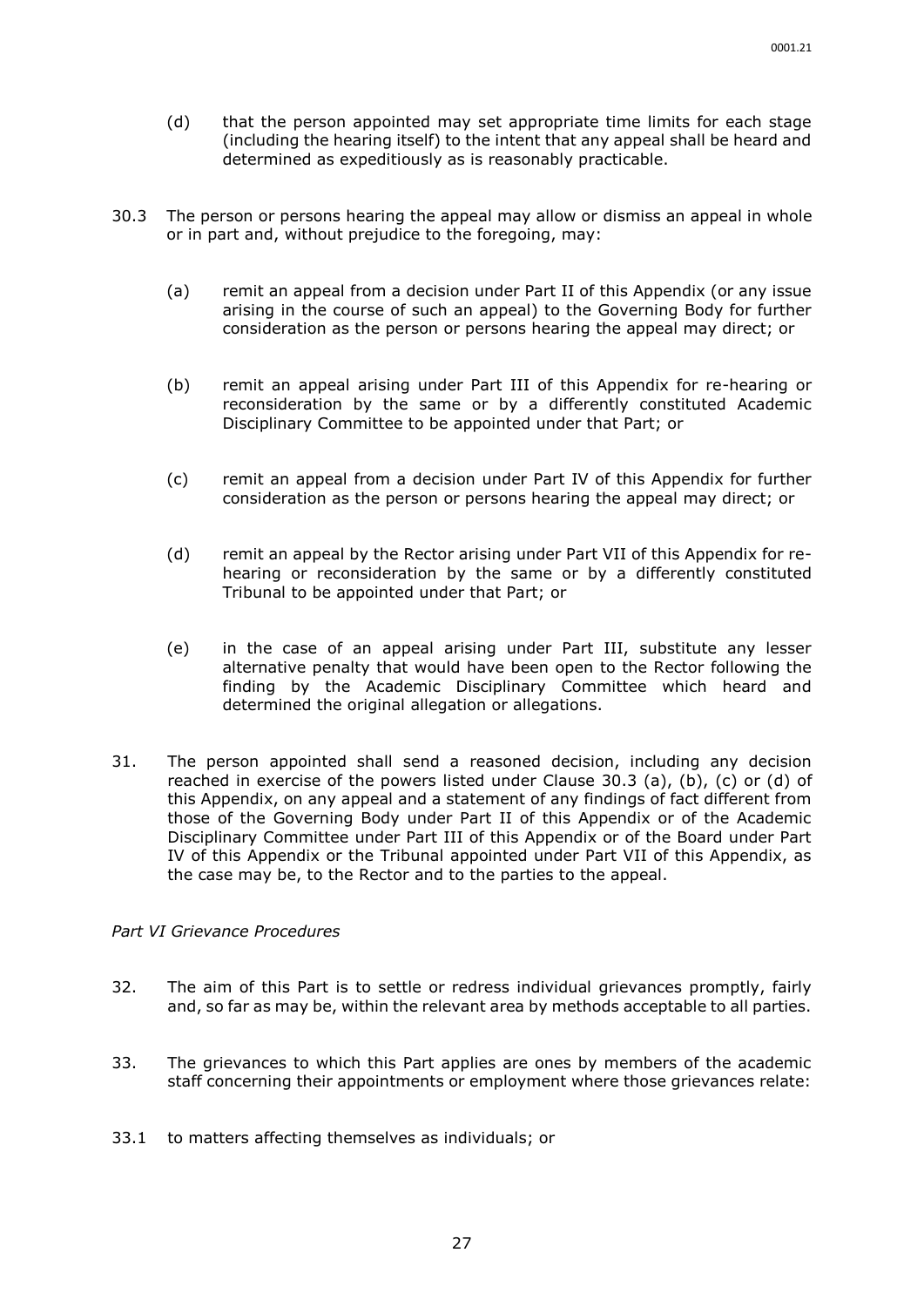(d) that the person appointed may set appropriate time limits for each stage (including the hearing itself) to the intent that any appeal shall be heard and determined as expeditiously as is reasonably practicable.

30.3 The person or persons hearing the appeal may allow or dismiss an appeal in whole or in part and, without prejudice to the foregoing, may:

(a) remit an appeal from a decision under Part II of this Appendix (or any issue arising in the course of such an appeal) to the Governing Body for further consideration as the person or persons hearing the appeal may direct; or

(b) remit an appeal arising under Part III of this Appendix for re-hearing or reconsideration by the same or by a differently constituted Academic Disciplinary Committee to be appointed under that Part; or

(c) remit an appeal from a decision under Part IV of this Appendix for further consideration as the person or persons hearing the appeal may direct; or

(d) remit an appeal by the Rector arising under Part VII of this Appendix for re-hearing or reconsideration by the same or by a differently constituted Tribunal to be appointed under that Part; or

(e) in the case of an appeal arising under Part III, substitute any lesser alternative penalty that would have been open to the Rector following the finding by the Academic Disciplinary Committee which heard and determined the original allegation or allegations.

31. The person appointed shall send a reasoned decision, including any decision reached in exercise of the powers listed under Clause 30.3 (a), (b), (c) or (d) of this Appendix, on any appeal and a statement of any findings of fact different from those of the Governing Body under Part II of this Appendix or of the Academic Disciplinary Committee under Part III of this Appendix or of the Board under Part IV of this Appendix or the Tribunal appointed under Part VII of this Appendix, as the case may be, to the Rector and to the parties to the appeal.

*Part VI Grievance Procedures*

32. The aim of this Part is to settle or redress individual grievances promptly, fairly and, so far as may be, within the relevant area by methods acceptable to all parties.

33. The grievances to which this Part applies are ones by members of the academic staff concerning their appointments or employment where those grievances relate:

33.1 to matters affecting themselves as individuals; or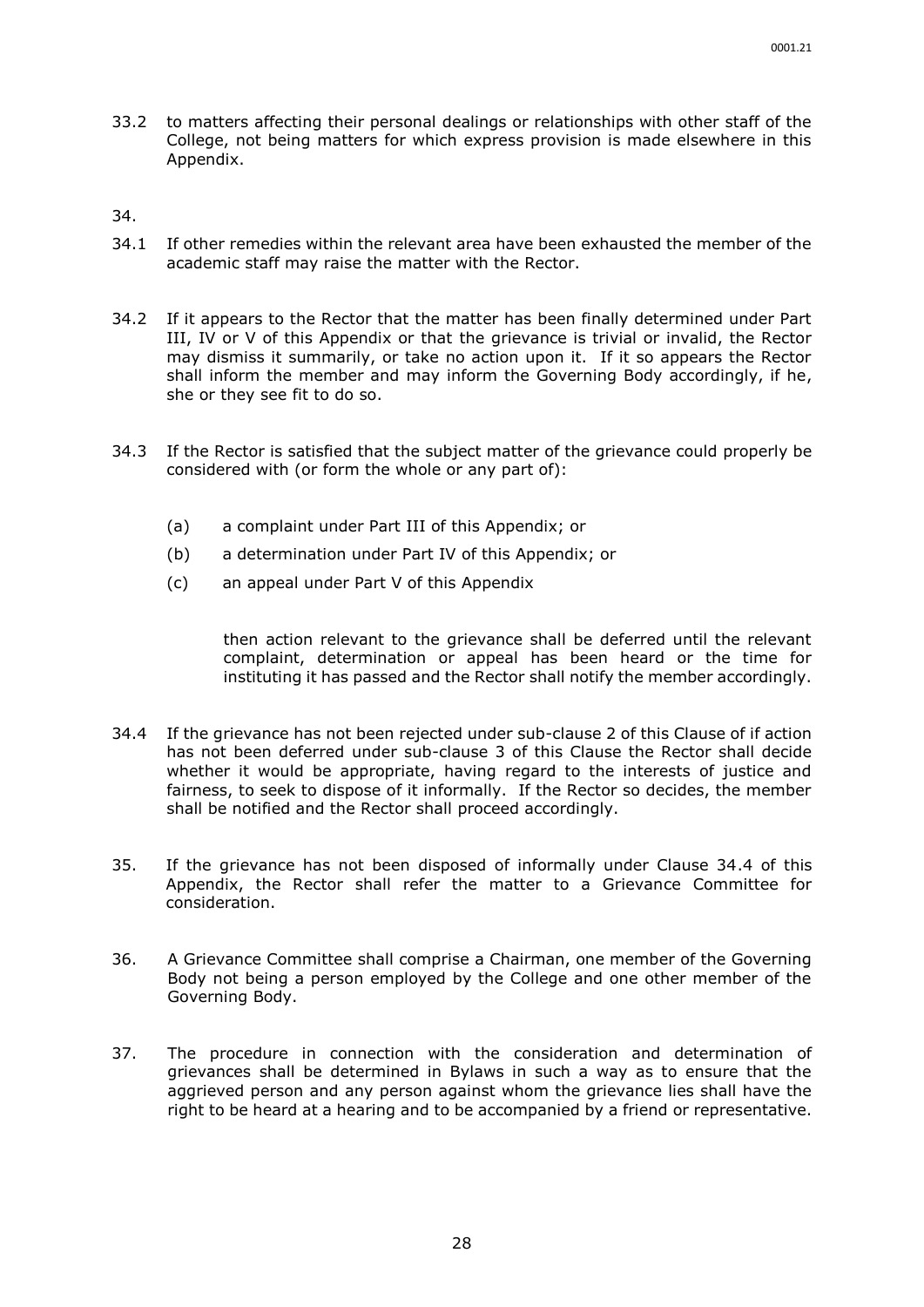33.2 to matters affecting their personal dealings or relationships with other staff of the College, not being matters for which express provision is made elsewhere in this Appendix.

34.

34.1 If other remedies within the relevant area have been exhausted the member of the academic staff may raise the matter with the Rector.

34.2 If it appears to the Rector that the matter has been finally determined under Part III, IV or V of this Appendix or that the grievance is trivial or invalid, the Rector may dismiss it summarily, or take no action upon it. If it so appears the Rector shall inform the member and may inform the Governing Body accordingly, if he, she or they see fit to do so.

34.3 If the Rector is satisfied that the subject matter of the grievance could properly be considered with (or form the whole or any part of):

- (a) a complaint under Part III of this Appendix; or
- (b) a determination under Part IV of this Appendix; or
- (c) an appeal under Part V of this Appendix

then action relevant to the grievance shall be deferred until the relevant complaint, determination or appeal has been heard or the time for instituting it has passed and the Rector shall notify the member accordingly.

34.4 If the grievance has not been rejected under sub-clause 2 of this Clause of if action has not been deferred under sub-clause 3 of this Clause the Rector shall decide whether it would be appropriate, having regard to the interests of justice and fairness, to seek to dispose of it informally. If the Rector so decides, the member shall be notified and the Rector shall proceed accordingly.

35. If the grievance has not been disposed of informally under Clause 34.4 of this Appendix, the Rector shall refer the matter to a Grievance Committee for consideration.

36. A Grievance Committee shall comprise a Chairman, one member of the Governing Body not being a person employed by the College and one other member of the Governing Body.

37. The procedure in connection with the consideration and determination of grievances shall be determined in Bylaws in such a way as to ensure that the aggrieved person and any person against whom the grievance lies shall have the right to be heard at a hearing and to be accompanied by a friend or representative.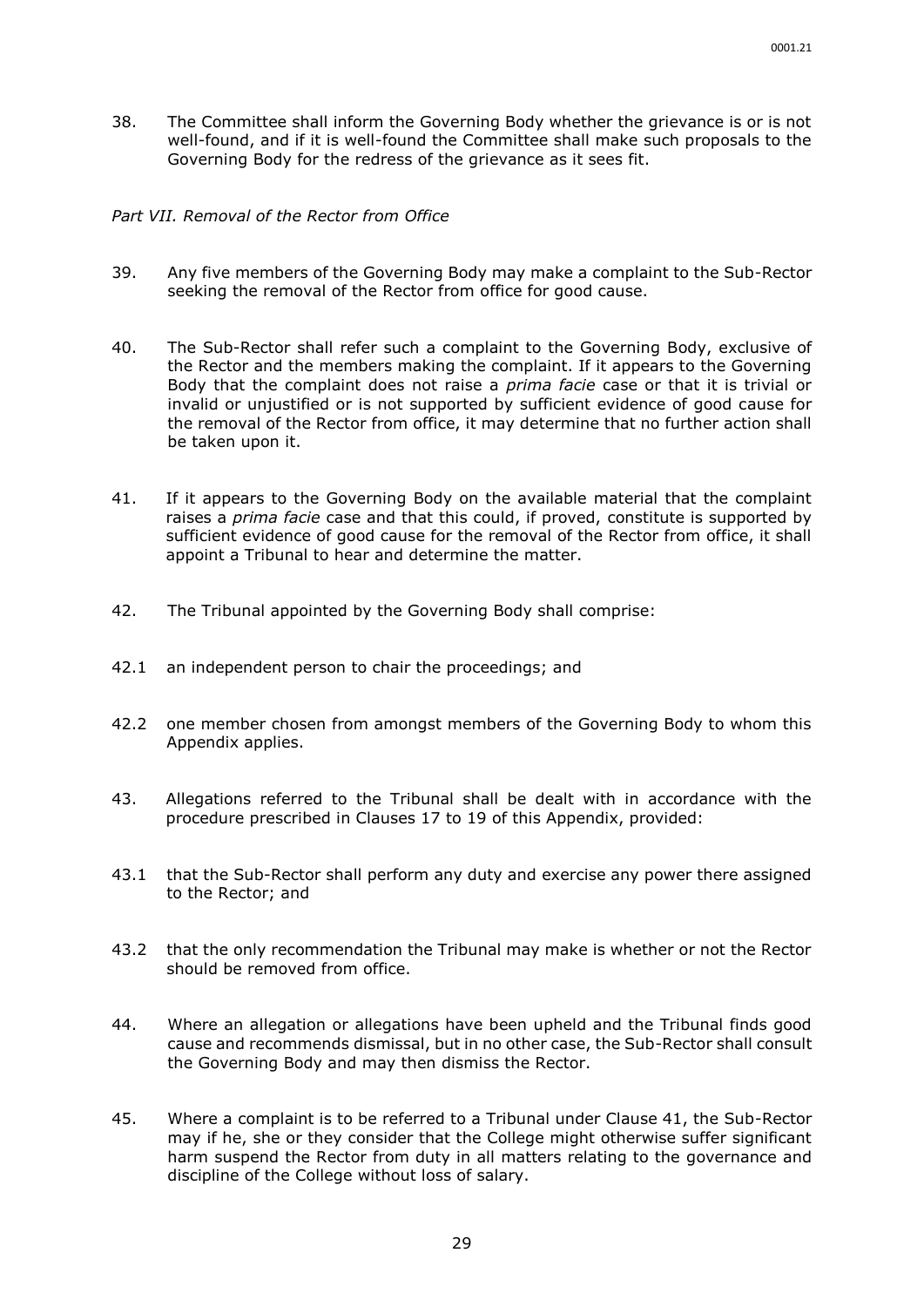38. The Committee shall inform the Governing Body whether the grievance is or is not well-found, and if it is well-found the Committee shall make such proposals to the Governing Body for the redress of the grievance as it sees fit.

*Part VII. Removal of the Rector from Office*

39. Any five members of the Governing Body may make a complaint to the Sub-Rector seeking the removal of the Rector from office for good cause.

40. The Sub-Rector shall refer such a complaint to the Governing Body, exclusive of the Rector and the members making the complaint. If it appears to the Governing Body that the complaint does not raise a *prima facie* case or that it is trivial or invalid or unjustified or is not supported by sufficient evidence of good cause for the removal of the Rector from office, it may determine that no further action shall be taken upon it.

41. If it appears to the Governing Body on the available material that the complaint raises a *prima facie* case and that this could, if proved, constitute is supported by sufficient evidence of good cause for the removal of the Rector from office, it shall appoint a Tribunal to hear and determine the matter.

42. The Tribunal appointed by the Governing Body shall comprise:

42.1 an independent person to chair the proceedings; and

42.2 one member chosen from amongst members of the Governing Body to whom this Appendix applies.

43. Allegations referred to the Tribunal shall be dealt with in accordance with the procedure prescribed in Clauses 17 to 19 of this Appendix, provided:

43.1 that the Sub-Rector shall perform any duty and exercise any power there assigned to the Rector; and

43.2 that the only recommendation the Tribunal may make is whether or not the Rector should be removed from office.

44. Where an allegation or allegations have been upheld and the Tribunal finds good cause and recommends dismissal, but in no other case, the Sub-Rector shall consult the Governing Body and may then dismiss the Rector.

45. Where a complaint is to be referred to a Tribunal under Clause 41, the Sub-Rector may if he, she or they consider that the College might otherwise suffer significant harm suspend the Rector from duty in all matters relating to the governance and discipline of the College without loss of salary.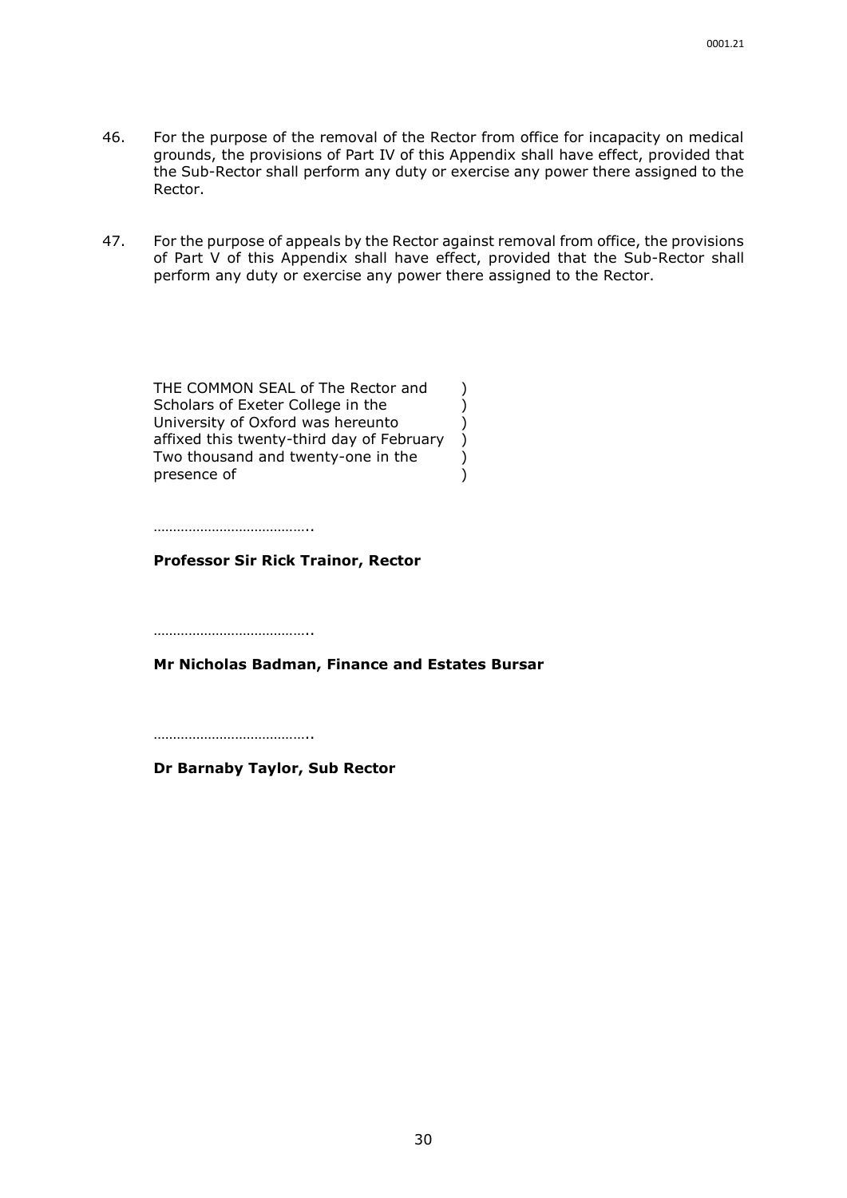46. For the purpose of the removal of the Rector from office for incapacity on medical grounds, the provisions of Part IV of this Appendix shall have effect, provided that the Sub-Rector shall perform any duty or exercise any power there assigned to the Rector.

47. For the purpose of appeals by the Rector against removal from office, the provisions of Part V of this Appendix shall have effect, provided that the Sub-Rector shall perform any duty or exercise any power there assigned to the Rector.

THE COMMON SEAL of The Rector and )
Scholars of Exeter College in the )
University of Oxford was hereunto )
affixed this twenty-third day of February )
Two thousand and twenty-one in the )
presence of )

…………………………………..

**Professor Sir Rick Trainor, Rector**

…………………………………..

**Mr Nicholas Badman, Finance and Estates Bursar**

…………………………………..

**Dr Barnaby Taylor, Sub Rector**